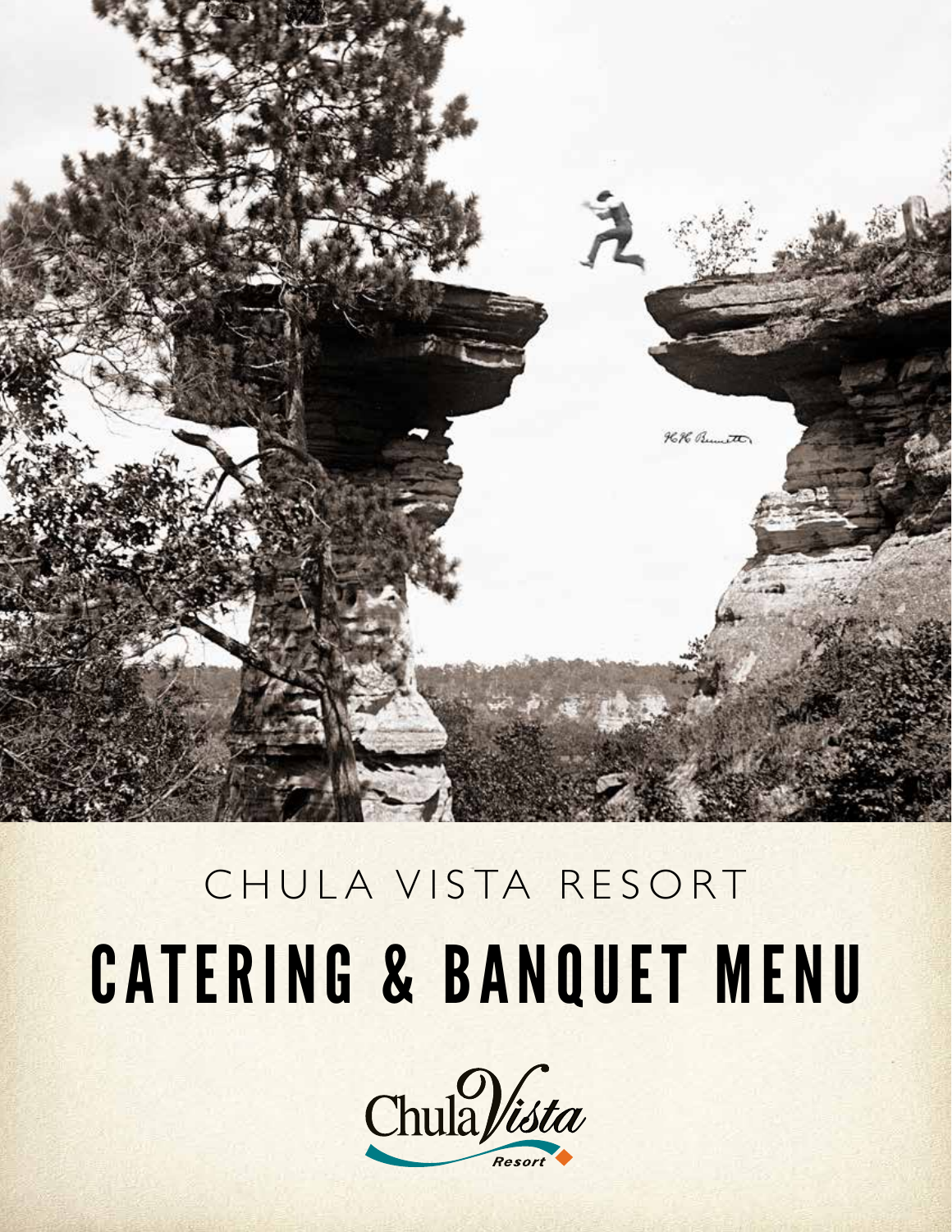CHULA VISTA RESORT

# CATERING & BANQUET MENU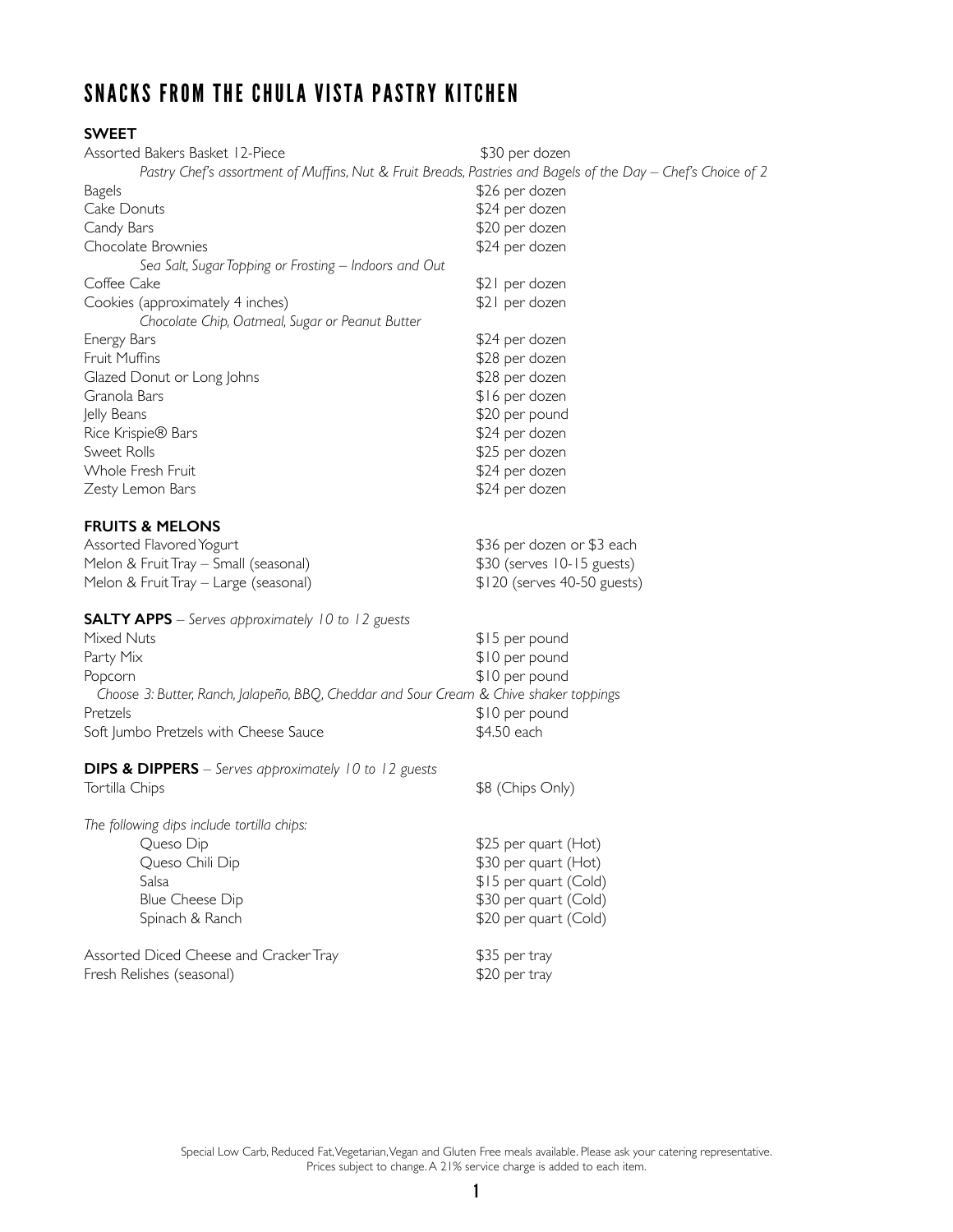# SNACKS FROM THE CHULA VISTA PASTRY KITCHEN

## SWEET

| | |
|---|---|
| Assorted Bakers Basket 12-Piece | $30 per dozen |
| *Pastry Chef's assortment of Muffins, Nut & Fruit Breads, Pastries and Bagels of the Day – Chef's Choice of 2* | |
| Bagels | $26 per dozen |
| Cake Donuts | $24 per dozen |
| Candy Bars | $20 per dozen |
| Chocolate Brownies | $24 per dozen |
| *Sea Salt, Sugar Topping or Frosting – Indoors and Out* | |
| Coffee Cake | $21 per dozen |
| Cookies (approximately 4 inches) | $21 per dozen |
| *Chocolate Chip, Oatmeal, Sugar or Peanut Butter* | |
| Energy Bars | $24 per dozen |
| Fruit Muffins | $28 per dozen |
| Glazed Donut or Long Johns | $28 per dozen |
| Granola Bars | $16 per dozen |
| Jelly Beans | $20 per pound |
| Rice Krispie® Bars | $24 per dozen |
| Sweet Rolls | $25 per dozen |
| Whole Fresh Fruit | $24 per dozen |
| Zesty Lemon Bars | $24 per dozen |

## FRUITS & MELONS

| | |
|---|---|
| Assorted Flavored Yogurt | $36 per dozen or $3 each |
| Melon & Fruit Tray – Small (seasonal) | $30 (serves 10-15 guests) |
| Melon & Fruit Tray – Large (seasonal) | $120 (serves 40-50 guests) |

## SALTY APPS – *Serves approximately 10 to 12 guests*

| | |
|---|---|
| Mixed Nuts | $15 per pound |
| Party Mix | $10 per pound |
| Popcorn | $10 per pound |
| *Choose 3: Butter, Ranch, Jalapeño, BBQ, Cheddar and Sour Cream & Chive shaker toppings* | |
| Pretzels | $10 per pound |
| Soft Jumbo Pretzels with Cheese Sauce | $4.50 each |

## DIPS & DIPPERS – *Serves approximately 10 to 12 guests*

| | |
|---|---|
| Tortilla Chips | $8 (Chips Only) |

*The following dips include tortilla chips:*

| | |
|---|---|
| Queso Dip | $25 per quart (Hot) |
| Queso Chili Dip | $30 per quart (Hot) |
| Salsa | $15 per quart (Cold) |
| Blue Cheese Dip | $30 per quart (Cold) |
| Spinach & Ranch | $20 per quart (Cold) |

| | |
|---|---|
| Assorted Diced Cheese and Cracker Tray | $35 per tray |
| Fresh Relishes (seasonal) | $20 per tray |

Special Low Carb, Reduced Fat, Vegetarian, Vegan and Gluten Free meals available. Please ask your catering representative.
Prices subject to change. A 21% service charge is added to each item.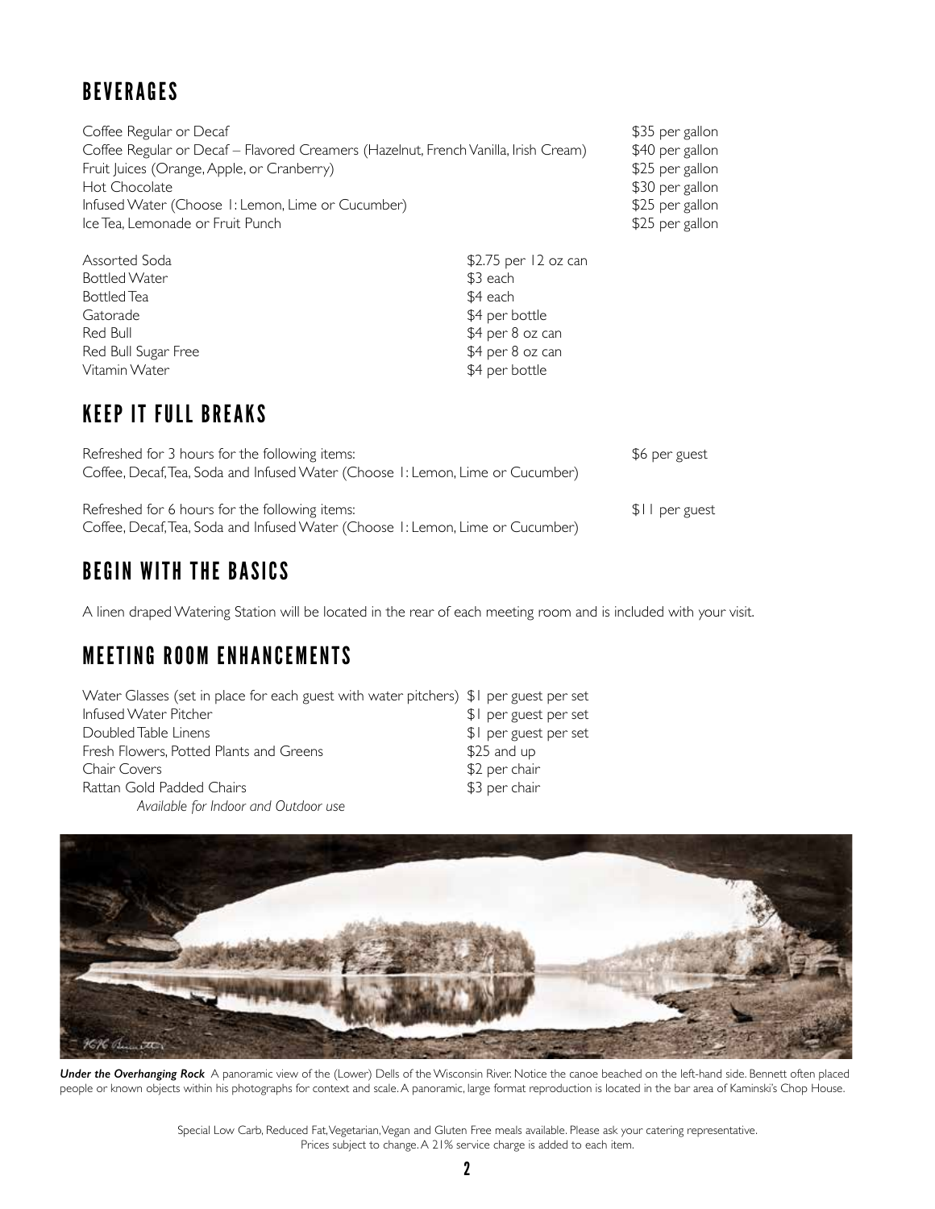## BEVERAGES

| | |
|---|---|
| Coffee Regular or Decaf | $35 per gallon |
| Coffee Regular or Decaf – Flavored Creamers (Hazelnut, French Vanilla, Irish Cream) | $40 per gallon |
| Fruit Juices (Orange, Apple, or Cranberry) | $25 per gallon |
| Hot Chocolate | $30 per gallon |
| Infused Water (Choose 1: Lemon, Lime or Cucumber) | $25 per gallon |
| Ice Tea, Lemonade or Fruit Punch | $25 per gallon |

| | |
|---|---|
| Assorted Soda | $2.75 per 12 oz can |
| Bottled Water | $3 each |
| Bottled Tea | $4 each |
| Gatorade | $4 per bottle |
| Red Bull | $4 per 8 oz can |
| Red Bull Sugar Free | $4 per 8 oz can |
| Vitamin Water | $4 per bottle |

## KEEP IT FULL BREAKS

Refreshed for 3 hours for the following items: $6 per guest
Coffee, Decaf, Tea, Soda and Infused Water (Choose 1: Lemon, Lime or Cucumber)

Refreshed for 6 hours for the following items: $11 per guest
Coffee, Decaf, Tea, Soda and Infused Water (Choose 1: Lemon, Lime or Cucumber)

## BEGIN WITH THE BASICS

A linen draped Watering Station will be located in the rear of each meeting room and is included with your visit.

## MEETING ROOM ENHANCEMENTS

| | |
|---|---|
| Water Glasses (set in place for each guest with water pitchers) | $1 per guest per set |
| Infused Water Pitcher | $1 per guest per set |
| Doubled Table Linens | $1 per guest per set |
| Fresh Flowers, Potted Plants and Greens | $25 and up |
| Chair Covers | $2 per chair |
| Rattan Gold Padded Chairs | $3 per chair |

*Available for Indoor and Outdoor use*

***Under the Overhanging Rock*** A panoramic view of the (Lower) Dells of the Wisconsin River. Notice the canoe beached on the left-hand side. Bennett often placed people or known objects within his photographs for context and scale. A panoramic, large format reproduction is located in the bar area of Kaminski's Chop House.

Special Low Carb, Reduced Fat, Vegetarian, Vegan and Gluten Free meals available. Please ask your catering representative.
Prices subject to change. A 21% service charge is added to each item.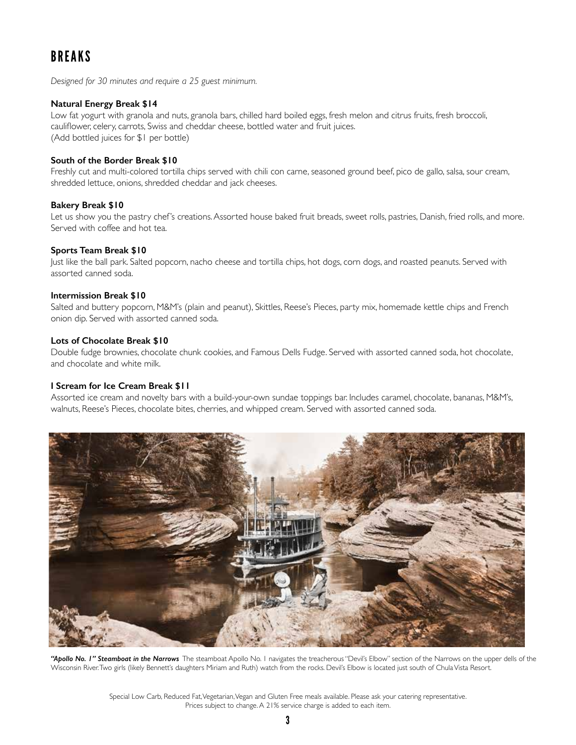# BREAKS

*Designed for 30 minutes and require a 25 guest minimum.*

**Natural Energy Break $14**
Low fat yogurt with granola and nuts, granola bars, chilled hard boiled eggs, fresh melon and citrus fruits, fresh broccoli, cauliflower, celery, carrots, Swiss and cheddar cheese, bottled water and fruit juices.
(Add bottled juices for $1 per bottle)

**South of the Border Break $10**
Freshly cut and multi-colored tortilla chips served with chili con carne, seasoned ground beef, pico de gallo, salsa, sour cream, shredded lettuce, onions, shredded cheddar and jack cheeses.

**Bakery Break $10**
Let us show you the pastry chef's creations. Assorted house baked fruit breads, sweet rolls, pastries, Danish, fried rolls, and more. Served with coffee and hot tea.

**Sports Team Break $10**
Just like the ball park. Salted popcorn, nacho cheese and tortilla chips, hot dogs, corn dogs, and roasted peanuts. Served with assorted canned soda.

**Intermission Break $10**
Salted and buttery popcorn, M&M's (plain and peanut), Skittles, Reese's Pieces, party mix, homemade kettle chips and French onion dip. Served with assorted canned soda.

**Lots of Chocolate Break $10**
Double fudge brownies, chocolate chunk cookies, and Famous Dells Fudge. Served with assorted canned soda, hot chocolate, and chocolate and white milk.

**I Scream for Ice Cream Break $11**
Assorted ice cream and novelty bars with a build-your-own sundae toppings bar. Includes caramel, chocolate, bananas, M&M's, walnuts, Reese's Pieces, chocolate bites, cherries, and whipped cream. Served with assorted canned soda.

***"Apollo No. 1" Steamboat in the Narrows*** The steamboat Apollo No. 1 navigates the treacherous "Devil's Elbow" section of the Narrows on the upper dells of the Wisconsin River. Two girls (likely Bennett's daughters Miriam and Ruth) watch from the rocks. Devil's Elbow is located just south of Chula Vista Resort.

Special Low Carb, Reduced Fat, Vegetarian, Vegan and Gluten Free meals available. Please ask your catering representative.
Prices subject to change. A 21% service charge is added to each item.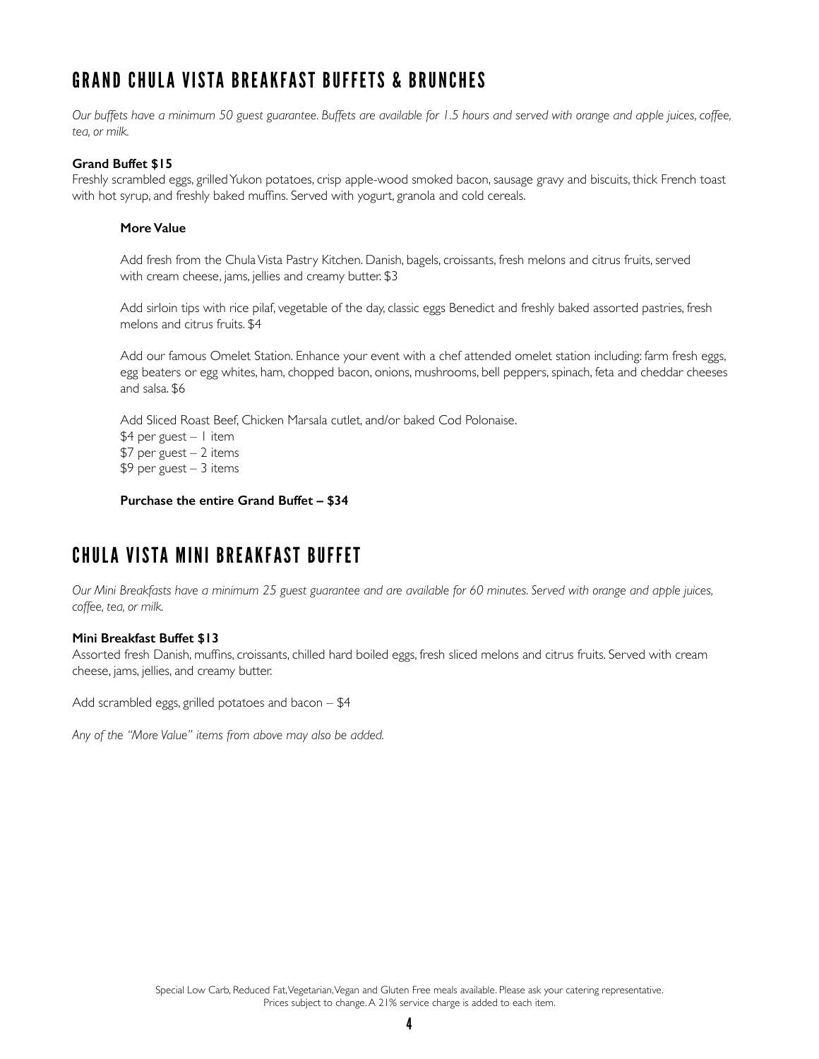# GRAND CHULA VISTA BREAKFAST BUFFETS & BRUNCHES

*Our buffets have a minimum 50 guest guarantee. Buffets are available for 1.5 hours and served with orange and apple juices, coffee, tea, or milk.*

**Grand Buffet $15**
Freshly scrambled eggs, grilled Yukon potatoes, crisp apple-wood smoked bacon, sausage gravy and biscuits, thick French toast with hot syrup, and freshly baked muffins. Served with yogurt, granola and cold cereals.

**More Value**

Add fresh from the Chula Vista Pastry Kitchen. Danish, bagels, croissants, fresh melons and citrus fruits, served with cream cheese, jams, jellies and creamy butter. $3

Add sirloin tips with rice pilaf, vegetable of the day, classic eggs Benedict and freshly baked assorted pastries, fresh melons and citrus fruits. $4

Add our famous Omelet Station. Enhance your event with a chef attended omelet station including: farm fresh eggs, egg beaters or egg whites, ham, chopped bacon, onions, mushrooms, bell peppers, spinach, feta and cheddar cheeses and salsa. $6

Add Sliced Roast Beef, Chicken Marsala cutlet, and/or baked Cod Polonaise.
$4 per guest – 1 item
$7 per guest – 2 items
$9 per guest – 3 items

**Purchase the entire Grand Buffet – $34**

# CHULA VISTA MINI BREAKFAST BUFFET

*Our Mini Breakfasts have a minimum 25 guest guarantee and are available for 60 minutes. Served with orange and apple juices, coffee, tea, or milk.*

**Mini Breakfast Buffet $13**
Assorted fresh Danish, muffins, croissants, chilled hard boiled eggs, fresh sliced melons and citrus fruits. Served with cream cheese, jams, jellies, and creamy butter.

Add scrambled eggs, grilled potatoes and bacon – $4

*Any of the "More Value" items from above may also be added.*

Special Low Carb, Reduced Fat, Vegetarian, Vegan and Gluten Free meals available. Please ask your catering representative.
Prices subject to change. A 21% service charge is added to each item.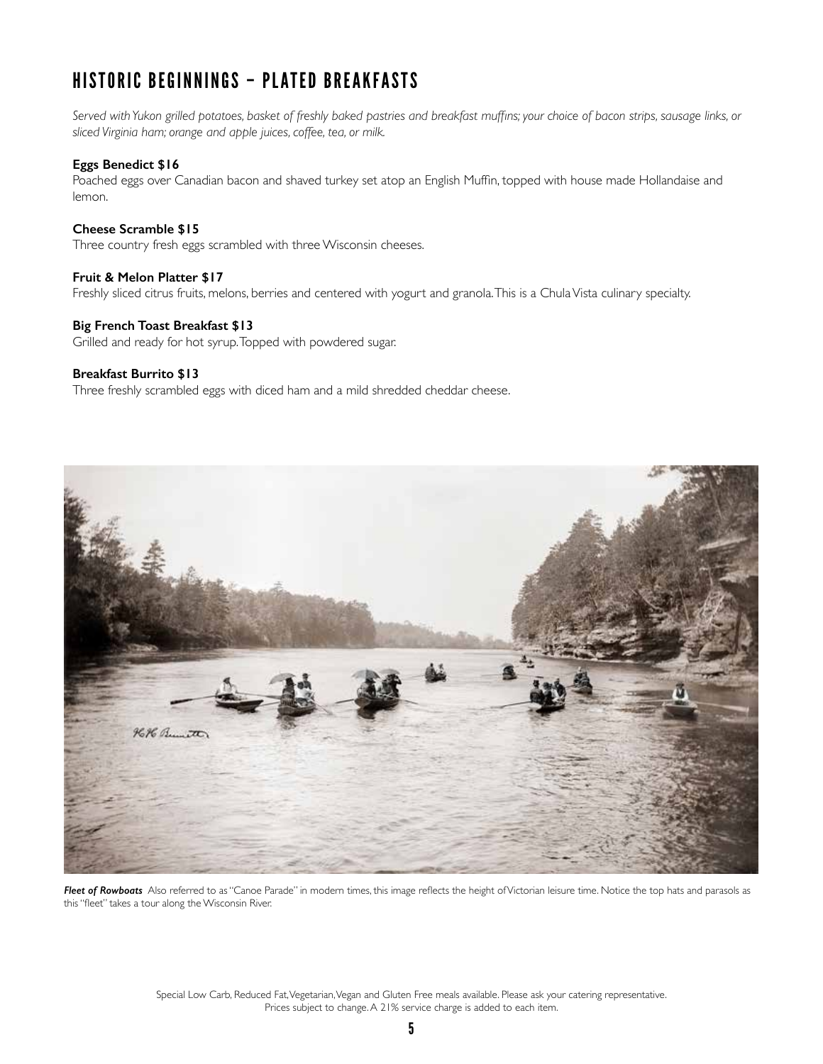# HISTORIC BEGINNINGS – PLATED BREAKFASTS

*Served with Yukon grilled potatoes, basket of freshly baked pastries and breakfast muffins; your choice of bacon strips, sausage links, or sliced Virginia ham; orange and apple juices, coffee, tea, or milk.*

**Eggs Benedict $16**
Poached eggs over Canadian bacon and shaved turkey set atop an English Muffin, topped with house made Hollandaise and lemon.

**Cheese Scramble $15**
Three country fresh eggs scrambled with three Wisconsin cheeses.

**Fruit & Melon Platter $17**
Freshly sliced citrus fruits, melons, berries and centered with yogurt and granola. This is a Chula Vista culinary specialty.

**Big French Toast Breakfast $13**
Grilled and ready for hot syrup. Topped with powdered sugar.

**Breakfast Burrito $13**
Three freshly scrambled eggs with diced ham and a mild shredded cheddar cheese.

***Fleet of Rowboats*** Also referred to as "Canoe Parade" in modern times, this image reflects the height of Victorian leisure time. Notice the top hats and parasols as this "fleet" takes a tour along the Wisconsin River.

Special Low Carb, Reduced Fat, Vegetarian, Vegan and Gluten Free meals available. Please ask your catering representative.
Prices subject to change. A 21% service charge is added to each item.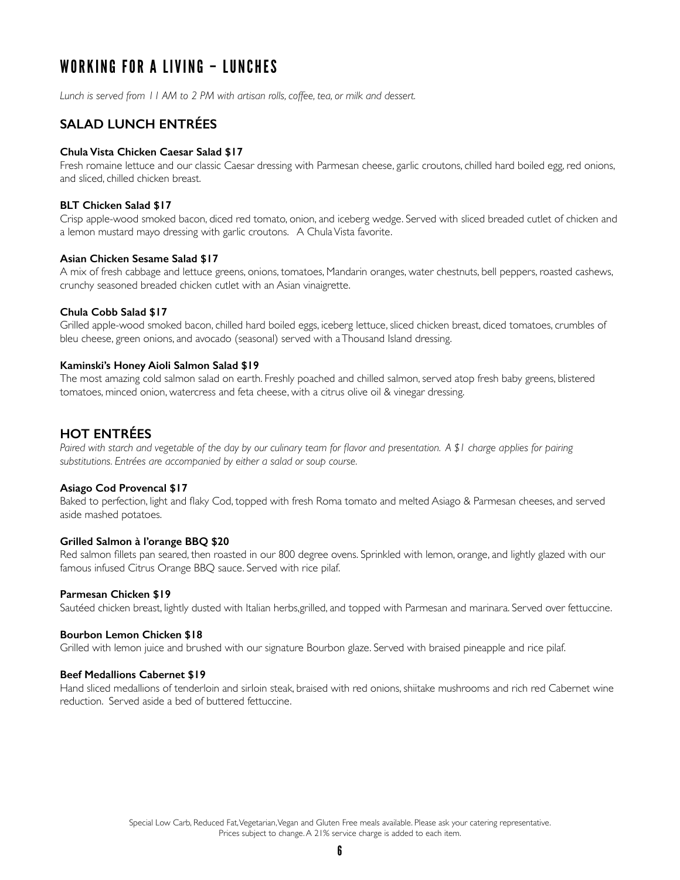# WORKING FOR A LIVING – LUNCHES

*Lunch is served from 11 AM to 2 PM with artisan rolls, coffee, tea, or milk and dessert.*

## SALAD LUNCH ENTRÉES

**Chula Vista Chicken Caesar Salad $17**
Fresh romaine lettuce and our classic Caesar dressing with Parmesan cheese, garlic croutons, chilled hard boiled egg, red onions, and sliced, chilled chicken breast.

**BLT Chicken Salad $17**
Crisp apple-wood smoked bacon, diced red tomato, onion, and iceberg wedge. Served with sliced breaded cutlet of chicken and a lemon mustard mayo dressing with garlic croutons. A Chula Vista favorite.

**Asian Chicken Sesame Salad $17**
A mix of fresh cabbage and lettuce greens, onions, tomatoes, Mandarin oranges, water chestnuts, bell peppers, roasted cashews, crunchy seasoned breaded chicken cutlet with an Asian vinaigrette.

**Chula Cobb Salad $17**
Grilled apple-wood smoked bacon, chilled hard boiled eggs, iceberg lettuce, sliced chicken breast, diced tomatoes, crumbles of bleu cheese, green onions, and avocado (seasonal) served with a Thousand Island dressing.

**Kaminski's Honey Aioli Salmon Salad $19**
The most amazing cold salmon salad on earth. Freshly poached and chilled salmon, served atop fresh baby greens, blistered tomatoes, minced onion, watercress and feta cheese, with a citrus olive oil & vinegar dressing.

## HOT ENTRÉES

*Paired with starch and vegetable of the day by our culinary team for flavor and presentation. A $1 charge applies for pairing substitutions. Entrées are accompanied by either a salad or soup course.*

**Asiago Cod Provencal $17**
Baked to perfection, light and flaky Cod, topped with fresh Roma tomato and melted Asiago & Parmesan cheeses, and served aside mashed potatoes.

**Grilled Salmon à l'orange BBQ $20**
Red salmon fillets pan seared, then roasted in our 800 degree ovens. Sprinkled with lemon, orange, and lightly glazed with our famous infused Citrus Orange BBQ sauce. Served with rice pilaf.

**Parmesan Chicken $19**
Sautéed chicken breast, lightly dusted with Italian herbs,grilled, and topped with Parmesan and marinara. Served over fettuccine.

**Bourbon Lemon Chicken $18**
Grilled with lemon juice and brushed with our signature Bourbon glaze. Served with braised pineapple and rice pilaf.

**Beef Medallions Cabernet $19**
Hand sliced medallions of tenderloin and sirloin steak, braised with red onions, shiitake mushrooms and rich red Cabernet wine reduction. Served aside a bed of buttered fettuccine.

Special Low Carb, Reduced Fat, Vegetarian, Vegan and Gluten Free meals available. Please ask your catering representative.
Prices subject to change. A 21% service charge is added to each item.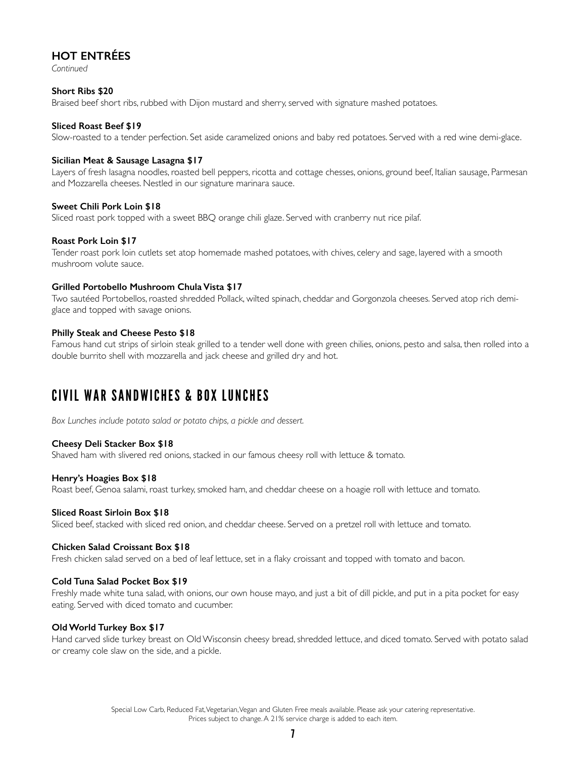## HOT ENTRÉES

*Continued*

**Short Ribs $20**
Braised beef short ribs, rubbed with Dijon mustard and sherry, served with signature mashed potatoes.

**Sliced Roast Beef $19**
Slow-roasted to a tender perfection. Set aside caramelized onions and baby red potatoes. Served with a red wine demi-glace.

**Sicilian Meat & Sausage Lasagna $17**
Layers of fresh lasagna noodles, roasted bell peppers, ricotta and cottage chesses, onions, ground beef, Italian sausage, Parmesan and Mozzarella cheeses. Nestled in our signature marinara sauce.

**Sweet Chili Pork Loin $18**
Sliced roast pork topped with a sweet BBQ orange chili glaze. Served with cranberry nut rice pilaf.

**Roast Pork Loin $17**
Tender roast pork loin cutlets set atop homemade mashed potatoes, with chives, celery and sage, layered with a smooth mushroom volute sauce.

**Grilled Portobello Mushroom Chula Vista $17**
Two sautéed Portobellos, roasted shredded Pollack, wilted spinach, cheddar and Gorgonzola cheeses. Served atop rich demi-glace and topped with savage onions.

**Philly Steak and Cheese Pesto $18**
Famous hand cut strips of sirloin steak grilled to a tender well done with green chilies, onions, pesto and salsa, then rolled into a double burrito shell with mozzarella and jack cheese and grilled dry and hot.

## CIVIL WAR SANDWICHES & BOX LUNCHES

*Box Lunches include potato salad or potato chips, a pickle and dessert.*

**Cheesy Deli Stacker Box $18**
Shaved ham with slivered red onions, stacked in our famous cheesy roll with lettuce & tomato.

**Henry's Hoagies Box $18**
Roast beef, Genoa salami, roast turkey, smoked ham, and cheddar cheese on a hoagie roll with lettuce and tomato.

**Sliced Roast Sirloin Box $18**
Sliced beef, stacked with sliced red onion, and cheddar cheese. Served on a pretzel roll with lettuce and tomato.

**Chicken Salad Croissant Box $18**
Fresh chicken salad served on a bed of leaf lettuce, set in a flaky croissant and topped with tomato and bacon.

**Cold Tuna Salad Pocket Box $19**
Freshly made white tuna salad, with onions, our own house mayo, and just a bit of dill pickle, and put in a pita pocket for easy eating. Served with diced tomato and cucumber.

**Old World Turkey Box $17**
Hand carved slide turkey breast on Old Wisconsin cheesy bread, shredded lettuce, and diced tomato. Served with potato salad or creamy cole slaw on the side, and a pickle.

Special Low Carb, Reduced Fat, Vegetarian, Vegan and Gluten Free meals available. Please ask your catering representative.
Prices subject to change. A 21% service charge is added to each item.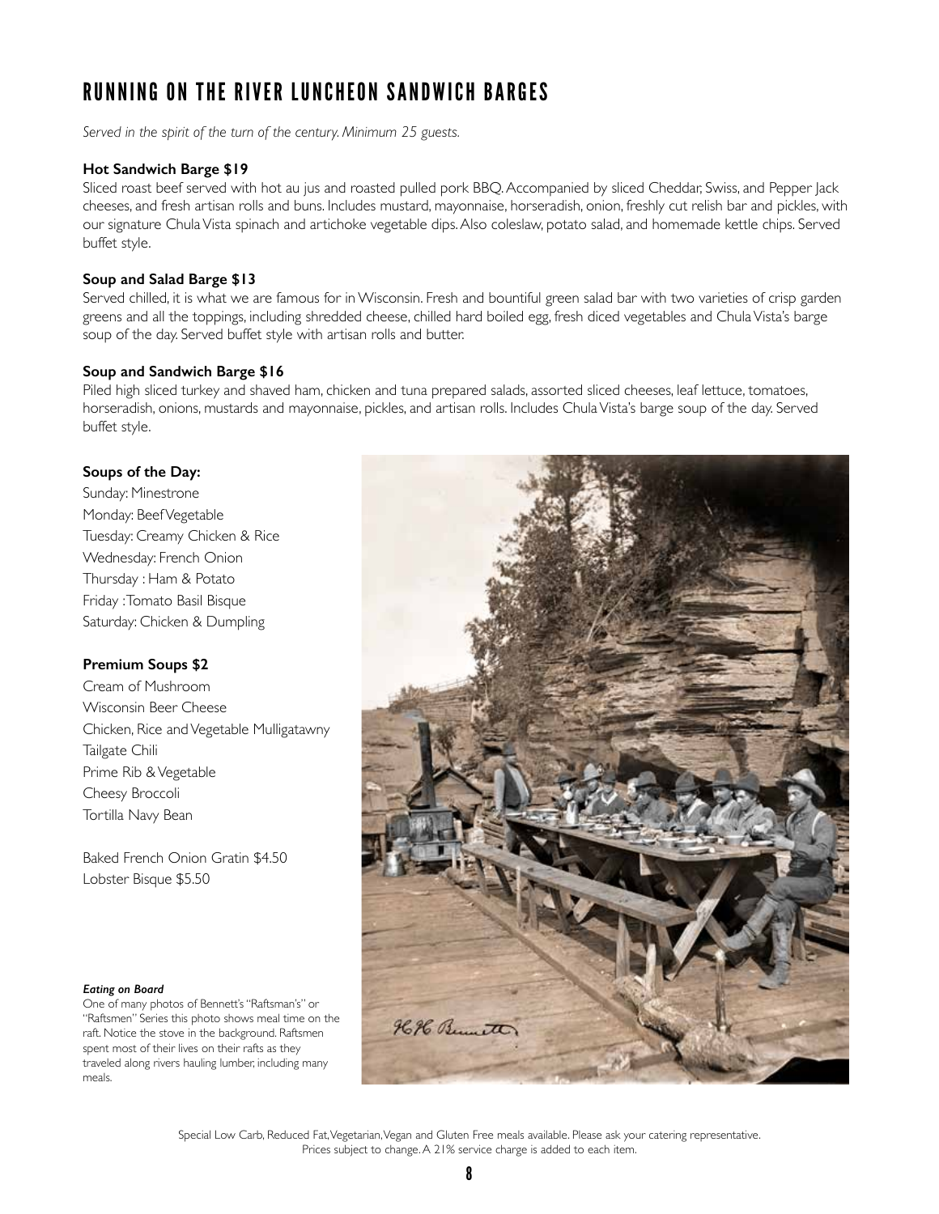## RUNNING ON THE RIVER LUNCHEON SANDWICH BARGES

*Served in the spirit of the turn of the century. Minimum 25 guests.*

**Hot Sandwich Barge $19**
Sliced roast beef served with hot au jus and roasted pulled pork BBQ. Accompanied by sliced Cheddar, Swiss, and Pepper Jack cheeses, and fresh artisan rolls and buns. Includes mustard, mayonnaise, horseradish, onion, freshly cut relish bar and pickles, with our signature Chula Vista spinach and artichoke vegetable dips. Also coleslaw, potato salad, and homemade kettle chips. Served buffet style.

**Soup and Salad Barge $13**
Served chilled, it is what we are famous for in Wisconsin. Fresh and bountiful green salad bar with two varieties of crisp garden greens and all the toppings, including shredded cheese, chilled hard boiled egg, fresh diced vegetables and Chula Vista's barge soup of the day. Served buffet style with artisan rolls and butter.

**Soup and Sandwich Barge $16**
Piled high sliced turkey and shaved ham, chicken and tuna prepared salads, assorted sliced cheeses, leaf lettuce, tomatoes, horseradish, onions, mustards and mayonnaise, pickles, and artisan rolls. Includes Chula Vista's barge soup of the day. Served buffet style.

**Soups of the Day:**
Sunday: Minestrone
Monday: Beef Vegetable
Tuesday: Creamy Chicken & Rice
Wednesday: French Onion
Thursday : Ham & Potato
Friday : Tomato Basil Bisque
Saturday: Chicken & Dumpling

**Premium Soups $2**
Cream of Mushroom
Wisconsin Beer Cheese
Chicken, Rice and Vegetable Mulligatawny
Tailgate Chili
Prime Rib & Vegetable
Cheesy Broccoli
Tortilla Navy Bean

Baked French Onion Gratin $4.50
Lobster Bisque $5.50

***Eating on Board***
One of many photos of Bennett's "Raftsman's" or "Raftsmen" Series this photo shows meal time on the raft. Notice the stove in the background. Raftsmen spent most of their lives on their rafts as they traveled along rivers hauling lumber, including many meals.

Special Low Carb, Reduced Fat, Vegetarian, Vegan and Gluten Free meals available. Please ask your catering representative.
Prices subject to change. A 21% service charge is added to each item.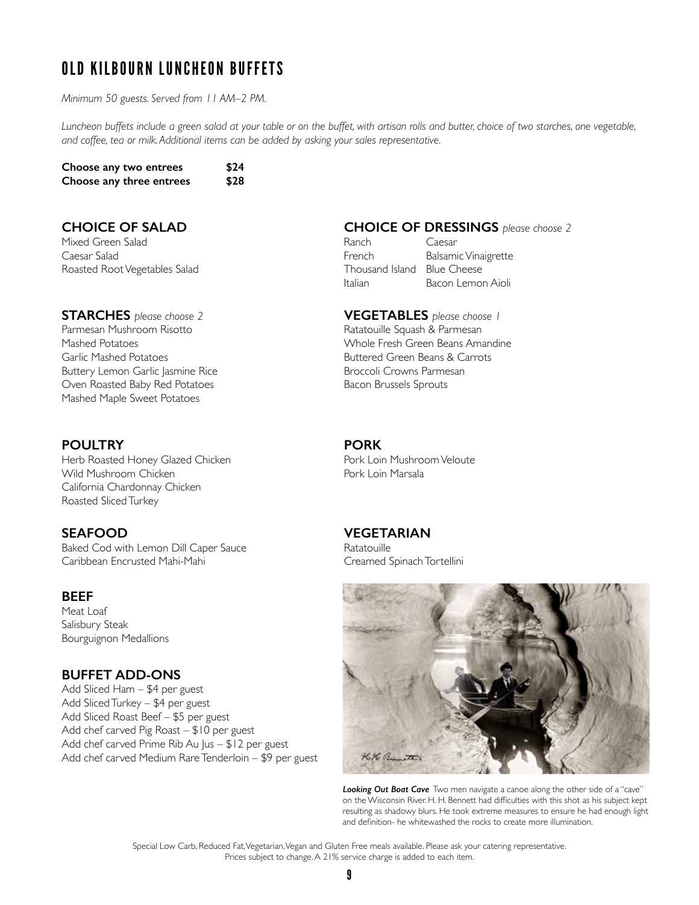# OLD KILBOURN LUNCHEON BUFFETS

*Minimum 50 guests. Served from 11 AM–2 PM.*

*Luncheon buffets include a green salad at your table or on the buffet, with artisan rolls and butter, choice of two starches, one vegetable, and coffee, tea or milk. Additional items can be added by asking your sales representative.*

**Choose any two entrees** **$24**
**Choose any three entrees** **$28**

## CHOICE OF SALAD

Mixed Green Salad
Caesar Salad
Roasted Root Vegetables Salad

## CHOICE OF DRESSINGS *please choose 2*

Ranch
Caesar
French
Balsamic Vinaigrette
Thousand Island
Blue Cheese
Italian
Bacon Lemon Aioli

## STARCHES *please choose 2*

Parmesan Mushroom Risotto
Mashed Potatoes
Garlic Mashed Potatoes
Buttery Lemon Garlic Jasmine Rice
Oven Roasted Baby Red Potatoes
Mashed Maple Sweet Potatoes

## VEGETABLES *please choose 1*

Ratatouille Squash & Parmesan
Whole Fresh Green Beans Amandine
Buttered Green Beans & Carrots
Broccoli Crowns Parmesan
Bacon Brussels Sprouts

## POULTRY

Herb Roasted Honey Glazed Chicken
Wild Mushroom Chicken
California Chardonnay Chicken
Roasted Sliced Turkey

## PORK

Pork Loin Mushroom Veloute
Pork Loin Marsala

## SEAFOOD

Baked Cod with Lemon Dill Caper Sauce
Caribbean Encrusted Mahi-Mahi

## VEGETARIAN

Ratatouille
Creamed Spinach Tortellini

## BEEF

Meat Loaf
Salisbury Steak
Bourguignon Medallions

## BUFFET ADD-ONS

Add Sliced Ham – $4 per guest
Add Sliced Turkey – $4 per guest
Add Sliced Roast Beef – $5 per guest
Add chef carved Pig Roast – $10 per guest
Add chef carved Prime Rib Au Jus – $12 per guest
Add chef carved Medium Rare Tenderloin – $9 per guest

***Looking Out Boat Cave*** Two men navigate a canoe along the other side of a "cave" on the Wisconsin River. H. H. Bennett had difficulties with this shot as his subject kept resulting as shadowy blurs. He took extreme measures to ensure he had enough light and definition- he whitewashed the rocks to create more illumination.

Special Low Carb, Reduced Fat, Vegetarian, Vegan and Gluten Free meals available. Please ask your catering representative.
Prices subject to change. A 21% service charge is added to each item.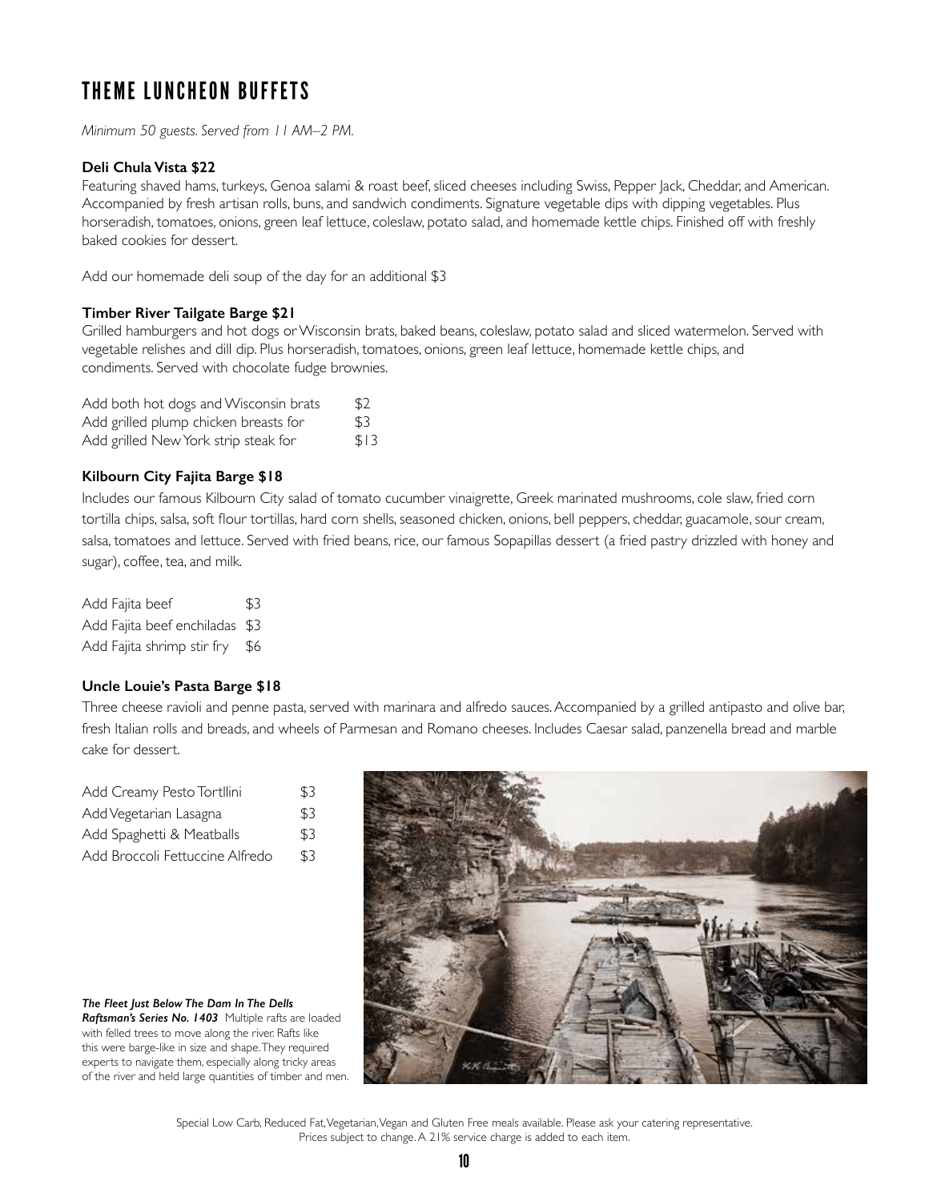# THEME LUNCHEON BUFFETS

*Minimum 50 guests. Served from 11 AM–2 PM.*

**Deli Chula Vista $22**

Featuring shaved hams, turkeys, Genoa salami & roast beef, sliced cheeses including Swiss, Pepper Jack, Cheddar, and American. Accompanied by fresh artisan rolls, buns, and sandwich condiments. Signature vegetable dips with dipping vegetables. Plus horseradish, tomatoes, onions, green leaf lettuce, coleslaw, potato salad, and homemade kettle chips. Finished off with freshly baked cookies for dessert.

Add our homemade deli soup of the day for an additional $3

**Timber River Tailgate Barge $21**

Grilled hamburgers and hot dogs or Wisconsin brats, baked beans, coleslaw, potato salad and sliced watermelon. Served with vegetable relishes and dill dip. Plus horseradish, tomatoes, onions, green leaf lettuce, homemade kettle chips, and condiments. Served with chocolate fudge brownies.

| | |
|---|---|
| Add both hot dogs and Wisconsin brats | $2 |
| Add grilled plump chicken breasts for | $3 |
| Add grilled New York strip steak for | $13 |

**Kilbourn City Fajita Barge $18**

Includes our famous Kilbourn City salad of tomato cucumber vinaigrette, Greek marinated mushrooms, cole slaw, fried corn tortilla chips, salsa, soft flour tortillas, hard corn shells, seasoned chicken, onions, bell peppers, cheddar, guacamole, sour cream, salsa, tomatoes and lettuce. Served with fried beans, rice, our famous Sopapillas dessert (a fried pastry drizzled with honey and sugar), coffee, tea, and milk.

| | |
|---|---|
| Add Fajita beef | $3 |
| Add Fajita beef enchiladas | $3 |
| Add Fajita shrimp stir fry | $6 |

**Uncle Louie's Pasta Barge $18**

Three cheese ravioli and penne pasta, served with marinara and alfredo sauces. Accompanied by a grilled antipasto and olive bar, fresh Italian rolls and breads, and wheels of Parmesan and Romano cheeses. Includes Caesar salad, panzenella bread and marble cake for dessert.

| | |
|---|---|
| Add Creamy Pesto Tortllini | $3 |
| Add Vegetarian Lasagna | $3 |
| Add Spaghetti & Meatballs | $3 |
| Add Broccoli Fettuccine Alfredo | $3 |

***The Fleet Just Below The Dam In The Dells Raftsman's Series No. 1403*** Multiple rafts are loaded with felled trees to move along the river. Rafts like this were barge-like in size and shape. They required experts to navigate them, especially along tricky areas of the river and held large quantities of timber and men.

Special Low Carb, Reduced Fat, Vegetarian, Vegan and Gluten Free meals available. Please ask your catering representative.
Prices subject to change. A 21% service charge is added to each item.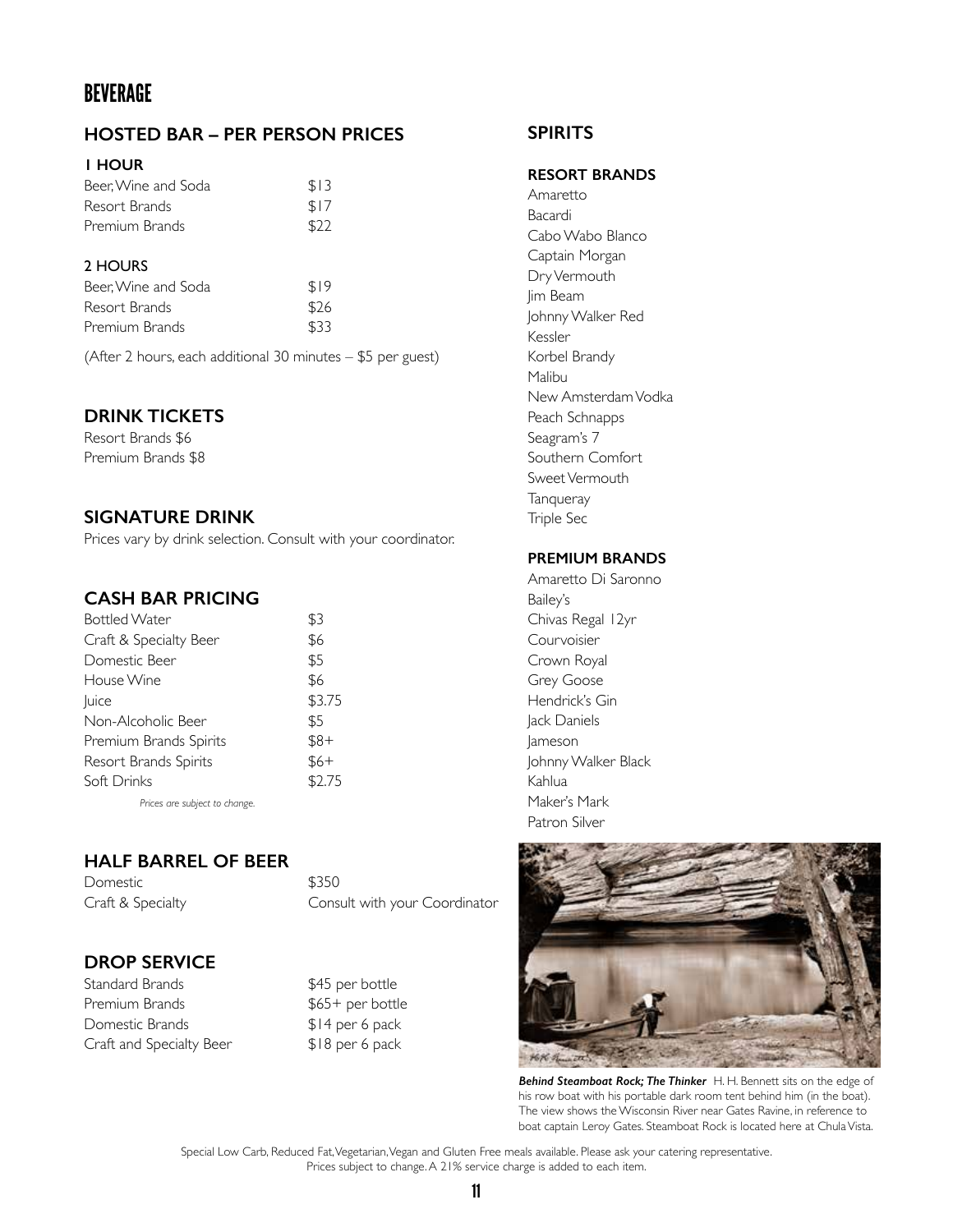# BEVERAGE

## HOSTED BAR – PER PERSON PRICES

### 1 HOUR

| | |
|---|---|
| Beer, Wine and Soda | $13 |
| Resort Brands | $17 |
| Premium Brands | $22 |

### 2 HOURS

| | |
|---|---|
| Beer, Wine and Soda | $19 |
| Resort Brands | $26 |
| Premium Brands | $33 |

(After 2 hours, each additional 30 minutes – $5 per guest)

## DRINK TICKETS

Resort Brands $6
Premium Brands $8

## SIGNATURE DRINK

Prices vary by drink selection. Consult with your coordinator.

## CASH BAR PRICING

| | |
|---|---|
| Bottled Water | $3 |
| Craft & Specialty Beer | $6 |
| Domestic Beer | $5 |
| House Wine | $6 |
| Juice | $3.75 |
| Non-Alcoholic Beer | $5 |
| Premium Brands Spirits | $8+ |
| Resort Brands Spirits | $6+ |
| Soft Drinks | $2.75 |

*Prices are subject to change.*

## HALF BARREL OF BEER

| | |
|---|---|
| Domestic | $350 |
| Craft & Specialty | Consult with your Coordinator |

## DROP SERVICE

| | |
|---|---|
| Standard Brands | $45 per bottle |
| Premium Brands | $65+ per bottle |
| Domestic Brands | $14 per 6 pack |
| Craft and Specialty Beer | $18 per 6 pack |

## SPIRITS

### RESORT BRANDS

Amaretto
Bacardi
Cabo Wabo Blanco
Captain Morgan
Dry Vermouth
Jim Beam
Johnny Walker Red
Kessler
Korbel Brandy
Malibu
New Amsterdam Vodka
Peach Schnapps
Seagram's 7
Southern Comfort
Sweet Vermouth
Tanqueray
Triple Sec

### PREMIUM BRANDS

Amaretto Di Saronno
Bailey's
Chivas Regal 12yr
Courvoisier
Crown Royal
Grey Goose
Hendrick's Gin
Jack Daniels
Jameson
Johnny Walker Black
Kahlua
Maker's Mark
Patron Silver

***Behind Steamboat Rock; The Thinker*** H. H. Bennett sits on the edge of his row boat with his portable dark room tent behind him (in the boat). The view shows the Wisconsin River near Gates Ravine, in reference to boat captain Leroy Gates. Steamboat Rock is located here at Chula Vista.

Special Low Carb, Reduced Fat, Vegetarian, Vegan and Gluten Free meals available. Please ask your catering representative.
Prices subject to change. A 21% service charge is added to each item.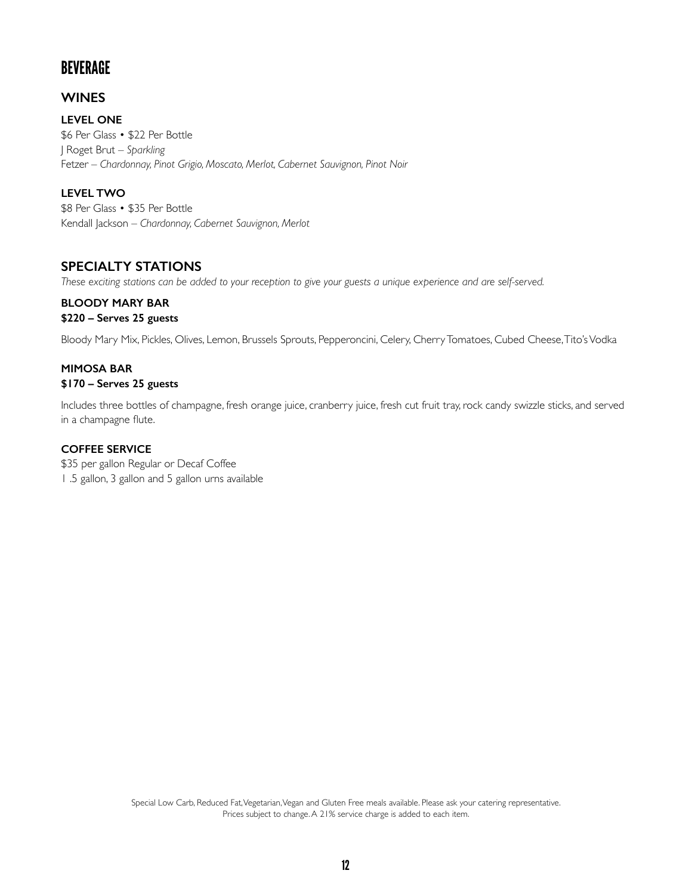# BEVERAGE

## WINES

### LEVEL ONE

$6 Per Glass • $22 Per Bottle
J Roget Brut – *Sparkling*
Fetzer – *Chardonnay, Pinot Grigio, Moscato, Merlot, Cabernet Sauvignon, Pinot Noir*

### LEVEL TWO

$8 Per Glass • $35 Per Bottle
Kendall Jackson – *Chardonnay, Cabernet Sauvignon, Merlot*

## SPECIALTY STATIONS

*These exciting stations can be added to your reception to give your guests a unique experience and are self-served.*

### BLOODY MARY BAR

**$220 – Serves 25 guests**

Bloody Mary Mix, Pickles, Olives, Lemon, Brussels Sprouts, Pepperoncini, Celery, Cherry Tomatoes, Cubed Cheese, Tito's Vodka

### MIMOSA BAR

**$170 – Serves 25 guests**

Includes three bottles of champagne, fresh orange juice, cranberry juice, fresh cut fruit tray, rock candy swizzle sticks, and served in a champagne flute.

### COFFEE SERVICE

$35 per gallon Regular or Decaf Coffee
1 .5 gallon, 3 gallon and 5 gallon urns available

Special Low Carb, Reduced Fat, Vegetarian, Vegan and Gluten Free meals available. Please ask your catering representative.
Prices subject to change. A 21% service charge is added to each item.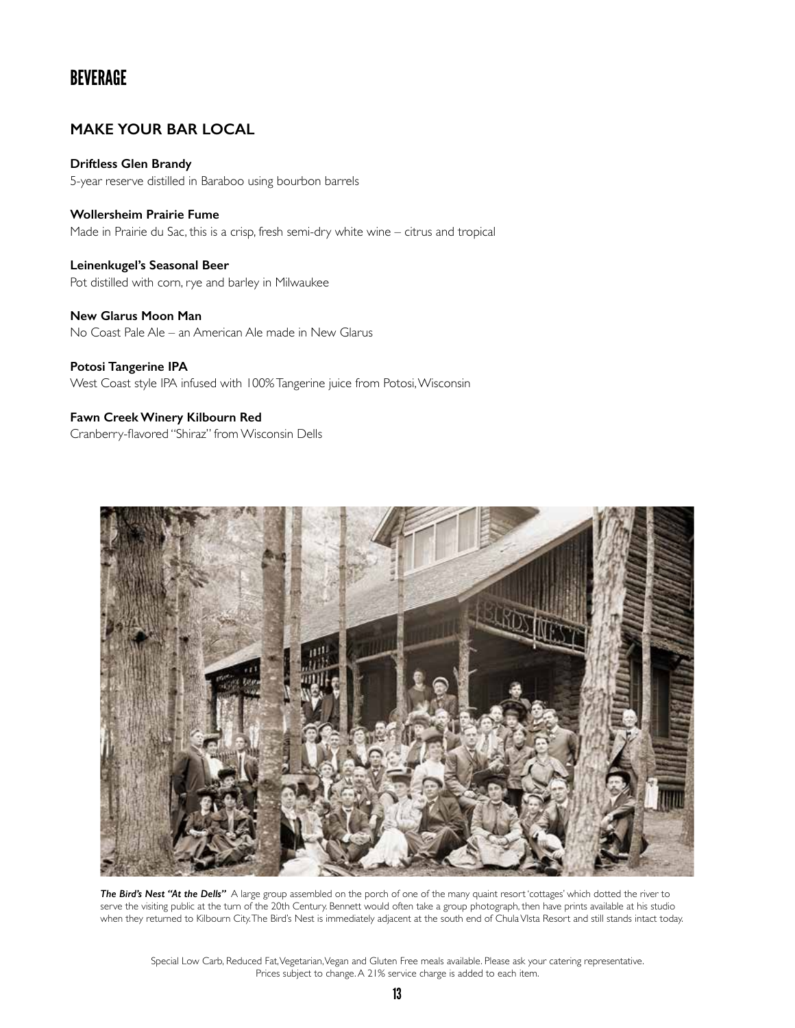# BEVERAGE

## MAKE YOUR BAR LOCAL

**Driftless Glen Brandy**
5-year reserve distilled in Baraboo using bourbon barrels

**Wollersheim Prairie Fume**
Made in Prairie du Sac, this is a crisp, fresh semi-dry white wine – citrus and tropical

**Leinenkugel's Seasonal Beer**
Pot distilled with corn, rye and barley in Milwaukee

**New Glarus Moon Man**
No Coast Pale Ale – an American Ale made in New Glarus

**Potosi Tangerine IPA**
West Coast style IPA infused with 100% Tangerine juice from Potosi, Wisconsin

**Fawn Creek Winery Kilbourn Red**
Cranberry-flavored "Shiraz" from Wisconsin Dells

***The Bird's Nest "At the Dells"*** A large group assembled on the porch of one of the many quaint resort 'cottages' which dotted the river to serve the visiting public at the turn of the 20th Century. Bennett would often take a group photograph, then have prints available at his studio when they returned to Kilbourn City. The Bird's Nest is immediately adjacent at the south end of Chula VIsta Resort and still stands intact today.

Special Low Carb, Reduced Fat, Vegetarian, Vegan and Gluten Free meals available. Please ask your catering representative.
Prices subject to change. A 21% service charge is added to each item.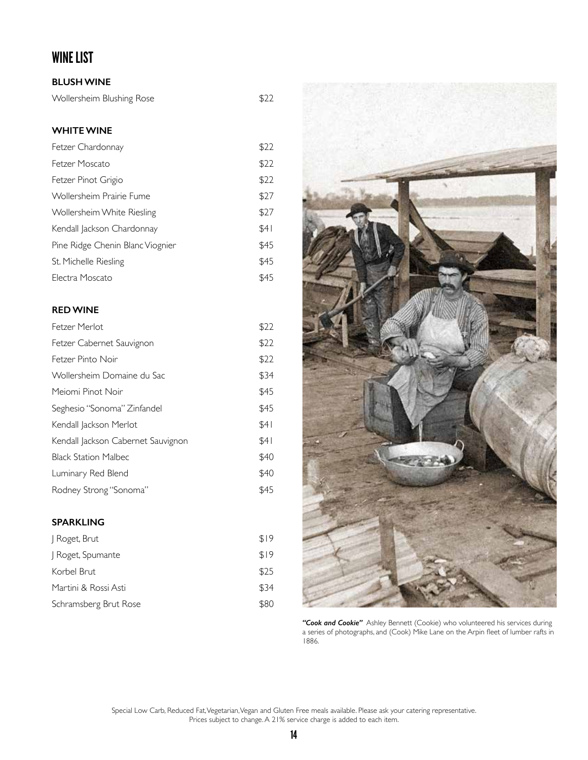# WINE LIST

## BLUSH WINE

| | |
|---|---|
| Wollersheim Blushing Rose | $22 |

## WHITE WINE

| | |
|---|---|
| Fetzer Chardonnay | $22 |
| Fetzer Moscato | $22 |
| Fetzer Pinot Grigio | $22 |
| Wollersheim Prairie Fume | $27 |
| Wollersheim White Riesling | $27 |
| Kendall Jackson Chardonnay | $41 |
| Pine Ridge Chenin Blanc Viognier | $45 |
| St. Michelle Riesling | $45 |
| Electra Moscato | $45 |

## RED WINE

| | |
|---|---|
| Fetzer Merlot | $22 |
| Fetzer Cabernet Sauvignon | $22 |
| Fetzer Pinto Noir | $22 |
| Wollersheim Domaine du Sac | $34 |
| Meiomi Pinot Noir | $45 |
| Seghesio "Sonoma" Zinfandel | $45 |
| Kendall Jackson Merlot | $41 |
| Kendall Jackson Cabernet Sauvignon | $41 |
| Black Station Malbec | $40 |
| Luminary Red Blend | $40 |
| Rodney Strong "Sonoma" | $45 |

## SPARKLING

| | |
|---|---|
| J Roget, Brut | $19 |
| J Roget, Spumante | $19 |
| Korbel Brut | $25 |
| Martini & Rossi Asti | $34 |
| Schramsberg Brut Rose | $80 |

***"Cook and Cookie"*** Ashley Bennett (Cookie) who volunteered his services during a series of photographs, and (Cook) Mike Lane on the Arpin fleet of lumber rafts in 1886.

Special Low Carb, Reduced Fat, Vegetarian, Vegan and Gluten Free meals available. Please ask your catering representative.
Prices subject to change. A 21% service charge is added to each item.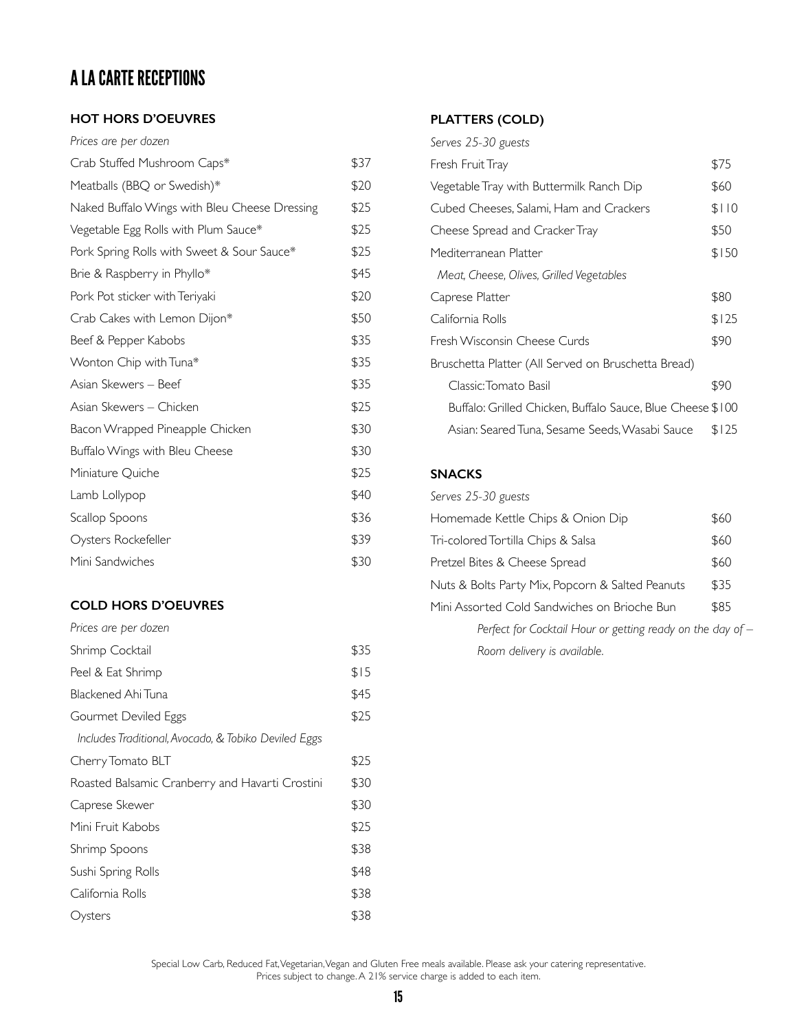# A LA CARTE RECEPTIONS

## HOT HORS D'OEUVRES

*Prices are per dozen*

| | |
|---|---|
| Crab Stuffed Mushroom Caps* | $37 |
| Meatballs (BBQ or Swedish)* | $20 |
| Naked Buffalo Wings with Bleu Cheese Dressing | $25 |
| Vegetable Egg Rolls with Plum Sauce* | $25 |
| Pork Spring Rolls with Sweet & Sour Sauce* | $25 |
| Brie & Raspberry in Phyllo* | $45 |
| Pork Pot sticker with Teriyaki | $20 |
| Crab Cakes with Lemon Dijon* | $50 |
| Beef & Pepper Kabobs | $35 |
| Wonton Chip with Tuna* | $35 |
| Asian Skewers – Beef | $35 |
| Asian Skewers – Chicken | $25 |
| Bacon Wrapped Pineapple Chicken | $30 |
| Buffalo Wings with Bleu Cheese | $30 |
| Miniature Quiche | $25 |
| Lamb Lollypop | $40 |
| Scallop Spoons | $36 |
| Oysters Rockefeller | $39 |
| Mini Sandwiches | $30 |

## COLD HORS D'OEUVRES

*Prices are per dozen*

| | |
|---|---|
| Shrimp Cocktail | $35 |
| Peel & Eat Shrimp | $15 |
| Blackened Ahi Tuna | $45 |
| Gourmet Deviled Eggs | $25 |
| *Includes Traditional, Avocado, & Tobiko Deviled Eggs* | |
| Cherry Tomato BLT | $25 |
| Roasted Balsamic Cranberry and Havarti Crostini | $30 |
| Caprese Skewer | $30 |
| Mini Fruit Kabobs | $25 |
| Shrimp Spoons | $38 |
| Sushi Spring Rolls | $48 |
| California Rolls | $38 |
| Oysters | $38 |

## PLATTERS (COLD)

*Serves 25-30 guests*

| | |
|---|---|
| Fresh Fruit Tray | $75 |
| Vegetable Tray with Buttermilk Ranch Dip | $60 |
| Cubed Cheeses, Salami, Ham and Crackers | $110 |
| Cheese Spread and Cracker Tray | $50 |
| Mediterranean Platter | $150 |
| *Meat, Cheese, Olives, Grilled Vegetables* | |
| Caprese Platter | $80 |
| California Rolls | $125 |
| Fresh Wisconsin Cheese Curds | $90 |
| Bruschetta Platter (All Served on Bruschetta Bread) | |
| Classic: Tomato Basil | $90 |
| Buffalo: Grilled Chicken, Buffalo Sauce, Blue Cheese | $100 |
| Asian: Seared Tuna, Sesame Seeds, Wasabi Sauce | $125 |

## SNACKS

*Serves 25-30 guests*

| | |
|---|---|
| Homemade Kettle Chips & Onion Dip | $60 |
| Tri-colored Tortilla Chips & Salsa | $60 |
| Pretzel Bites & Cheese Spread | $60 |
| Nuts & Bolts Party Mix, Popcorn & Salted Peanuts | $35 |
| Mini Assorted Cold Sandwiches on Brioche Bun | $85 |

*Perfect for Cocktail Hour or getting ready on the day of – Room delivery is available.*

Special Low Carb, Reduced Fat, Vegetarian, Vegan and Gluten Free meals available. Please ask your catering representative.
Prices subject to change. A 21% service charge is added to each item.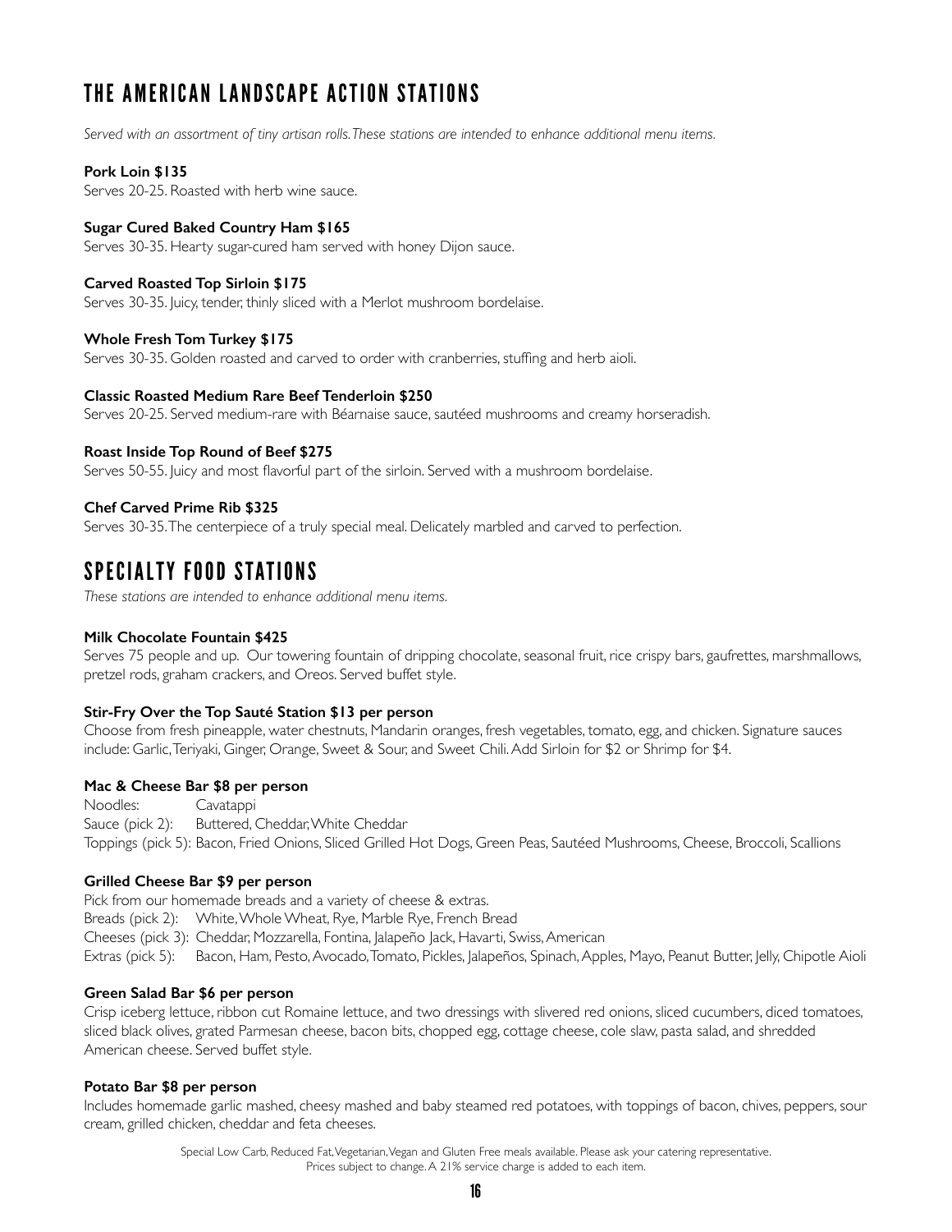# THE AMERICAN LANDSCAPE ACTION STATIONS

*Served with an assortment of tiny artisan rolls. These stations are intended to enhance additional menu items.*

**Pork Loin $135**
Serves 20-25. Roasted with herb wine sauce.

**Sugar Cured Baked Country Ham $165**
Serves 30-35. Hearty sugar-cured ham served with honey Dijon sauce.

**Carved Roasted Top Sirloin $175**
Serves 30-35. Juicy, tender, thinly sliced with a Merlot mushroom bordelaise.

**Whole Fresh Tom Turkey $175**
Serves 30-35. Golden roasted and carved to order with cranberries, stuffing and herb aioli.

**Classic Roasted Medium Rare Beef Tenderloin $250**
Serves 20-25. Served medium-rare with Béarnaise sauce, sautéed mushrooms and creamy horseradish.

**Roast Inside Top Round of Beef $275**
Serves 50-55. Juicy and most flavorful part of the sirloin. Served with a mushroom bordelaise.

**Chef Carved Prime Rib $325**
Serves 30-35. The centerpiece of a truly special meal. Delicately marbled and carved to perfection.

# SPECIALTY FOOD STATIONS

*These stations are intended to enhance additional menu items.*

**Milk Chocolate Fountain $425**
Serves 75 people and up. Our towering fountain of dripping chocolate, seasonal fruit, rice crispy bars, gaufrettes, marshmallows, pretzel rods, graham crackers, and Oreos. Served buffet style.

**Stir-Fry Over the Top Sauté Station $13 per person**
Choose from fresh pineapple, water chestnuts, Mandarin oranges, fresh vegetables, tomato, egg, and chicken. Signature sauces include: Garlic, Teriyaki, Ginger, Orange, Sweet & Sour, and Sweet Chili. Add Sirloin for $2 or Shrimp for $4.

**Mac & Cheese Bar $8 per person**
Noodles: Cavatappi
Sauce (pick 2): Buttered, Cheddar, White Cheddar
Toppings (pick 5): Bacon, Fried Onions, Sliced Grilled Hot Dogs, Green Peas, Sautéed Mushrooms, Cheese, Broccoli, Scallions

**Grilled Cheese Bar $9 per person**
Pick from our homemade breads and a variety of cheese & extras.
Breads (pick 2): White, Whole Wheat, Rye, Marble Rye, French Bread
Cheeses (pick 3): Cheddar, Mozzarella, Fontina, Jalapeño Jack, Havarti, Swiss, American
Extras (pick 5): Bacon, Ham, Pesto, Avocado, Tomato, Pickles, Jalapeños, Spinach, Apples, Mayo, Peanut Butter, Jelly, Chipotle Aioli

**Green Salad Bar $6 per person**
Crisp iceberg lettuce, ribbon cut Romaine lettuce, and two dressings with slivered red onions, sliced cucumbers, diced tomatoes, sliced black olives, grated Parmesan cheese, bacon bits, chopped egg, cottage cheese, cole slaw, pasta salad, and shredded American cheese. Served buffet style.

**Potato Bar $8 per person**
Includes homemade garlic mashed, cheesy mashed and baby steamed red potatoes, with toppings of bacon, chives, peppers, sour cream, grilled chicken, cheddar and feta cheeses.

Special Low Carb, Reduced Fat, Vegetarian, Vegan and Gluten Free meals available. Please ask your catering representative.
Prices subject to change. A 21% service charge is added to each item.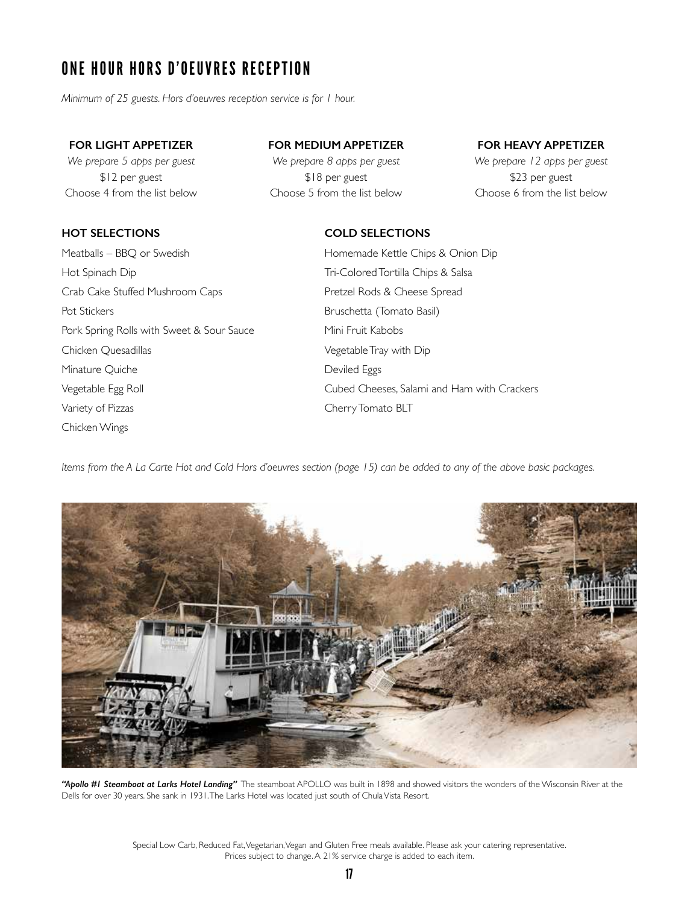# ONE HOUR HORS D'OEUVRES RECEPTION

*Minimum of 25 guests. Hors d'oeuvres reception service is for 1 hour.*

**FOR LIGHT APPETIZER**
*We prepare 5 apps per guest*
$12 per guest
Choose 4 from the list below

**FOR MEDIUM APPETIZER**
*We prepare 8 apps per guest*
$18 per guest
Choose 5 from the list below

**FOR HEAVY APPETIZER**
*We prepare 12 apps per guest*
$23 per guest
Choose 6 from the list below

**HOT SELECTIONS**

Meatballs – BBQ or Swedish
Hot Spinach Dip
Crab Cake Stuffed Mushroom Caps
Pot Stickers
Pork Spring Rolls with Sweet & Sour Sauce
Chicken Quesadillas
Minature Quiche
Vegetable Egg Roll
Variety of Pizzas
Chicken Wings

**COLD SELECTIONS**

Homemade Kettle Chips & Onion Dip
Tri-Colored Tortilla Chips & Salsa
Pretzel Rods & Cheese Spread
Bruschetta (Tomato Basil)
Mini Fruit Kabobs
Vegetable Tray with Dip
Deviled Eggs
Cubed Cheeses, Salami and Ham with Crackers
Cherry Tomato BLT

*Items from the A La Carte Hot and Cold Hors d'oeuvres section (page 15) can be added to any of the above basic packages.*

***"Apollo #1 Steamboat at Larks Hotel Landing"*** The steamboat APOLLO was built in 1898 and showed visitors the wonders of the Wisconsin River at the Dells for over 30 years. She sank in 1931. The Larks Hotel was located just south of Chula Vista Resort.

Special Low Carb, Reduced Fat, Vegetarian, Vegan and Gluten Free meals available. Please ask your catering representative.
Prices subject to change. A 21% service charge is added to each item.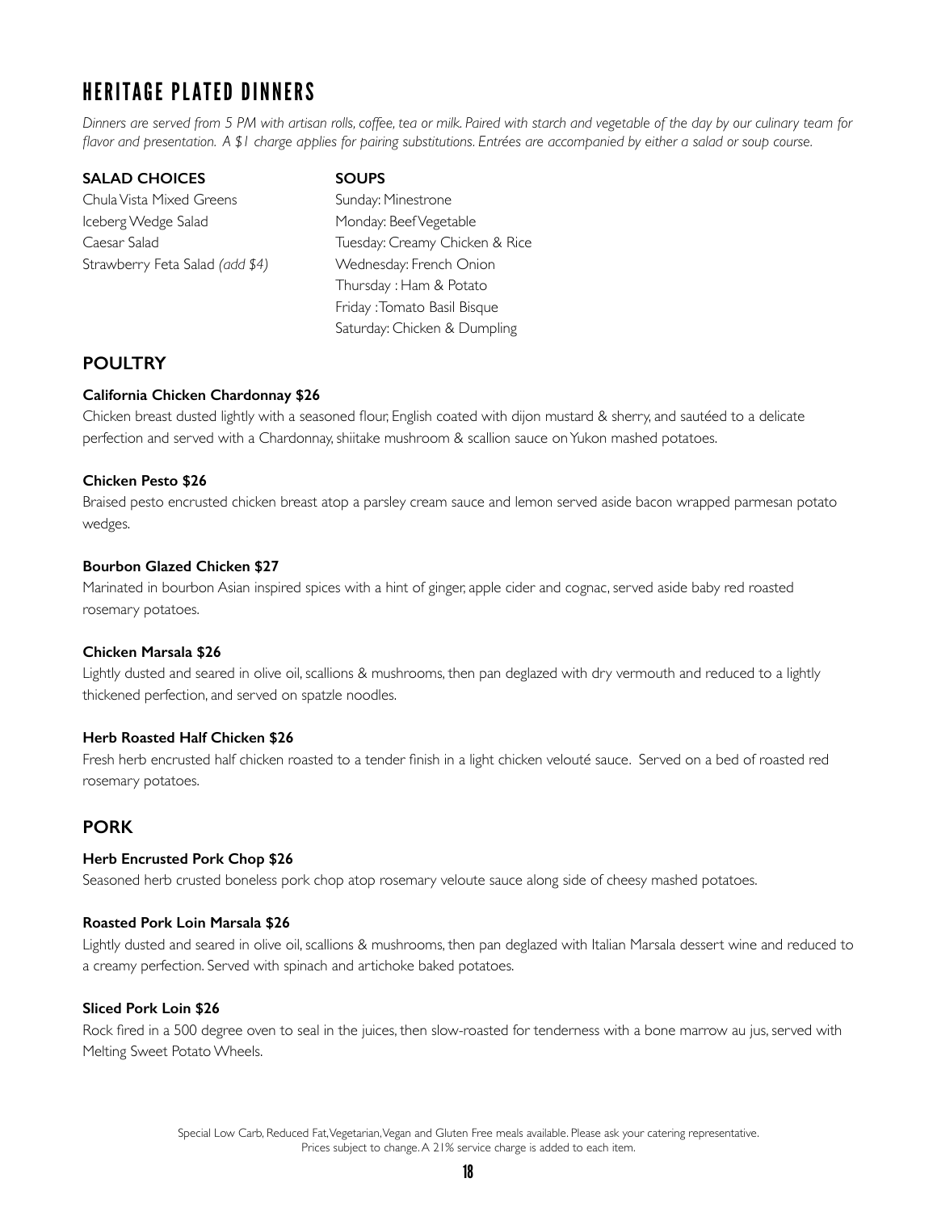# HERITAGE PLATED DINNERS

*Dinners are served from 5 PM with artisan rolls, coffee, tea or milk. Paired with starch and vegetable of the day by our culinary team for flavor and presentation. A $1 charge applies for pairing substitutions. Entrées are accompanied by either a salad or soup course.*

**SALAD CHOICES**

Chula Vista Mixed Greens
Iceberg Wedge Salad
Caesar Salad
Strawberry Feta Salad *(add $4)*

**SOUPS**

Sunday: Minestrone
Monday: Beef Vegetable
Tuesday: Creamy Chicken & Rice
Wednesday: French Onion
Thursday : Ham & Potato
Friday : Tomato Basil Bisque
Saturday: Chicken & Dumpling

## POULTRY

**California Chicken Chardonnay $26**

Chicken breast dusted lightly with a seasoned flour, English coated with dijon mustard & sherry, and sautéed to a delicate perfection and served with a Chardonnay, shiitake mushroom & scallion sauce on Yukon mashed potatoes.

**Chicken Pesto $26**

Braised pesto encrusted chicken breast atop a parsley cream sauce and lemon served aside bacon wrapped parmesan potato wedges.

**Bourbon Glazed Chicken $27**

Marinated in bourbon Asian inspired spices with a hint of ginger, apple cider and cognac, served aside baby red roasted rosemary potatoes.

**Chicken Marsala $26**

Lightly dusted and seared in olive oil, scallions & mushrooms, then pan deglazed with dry vermouth and reduced to a lightly thickened perfection, and served on spatzle noodles.

**Herb Roasted Half Chicken $26**

Fresh herb encrusted half chicken roasted to a tender finish in a light chicken velouté sauce. Served on a bed of roasted red rosemary potatoes.

## PORK

**Herb Encrusted Pork Chop $26**

Seasoned herb crusted boneless pork chop atop rosemary veloute sauce along side of cheesy mashed potatoes.

**Roasted Pork Loin Marsala $26**

Lightly dusted and seared in olive oil, scallions & mushrooms, then pan deglazed with Italian Marsala dessert wine and reduced to a creamy perfection. Served with spinach and artichoke baked potatoes.

**Sliced Pork Loin $26**

Rock fired in a 500 degree oven to seal in the juices, then slow-roasted for tenderness with a bone marrow au jus, served with Melting Sweet Potato Wheels.

Special Low Carb, Reduced Fat, Vegetarian, Vegan and Gluten Free meals available. Please ask your catering representative.
Prices subject to change. A 21% service charge is added to each item.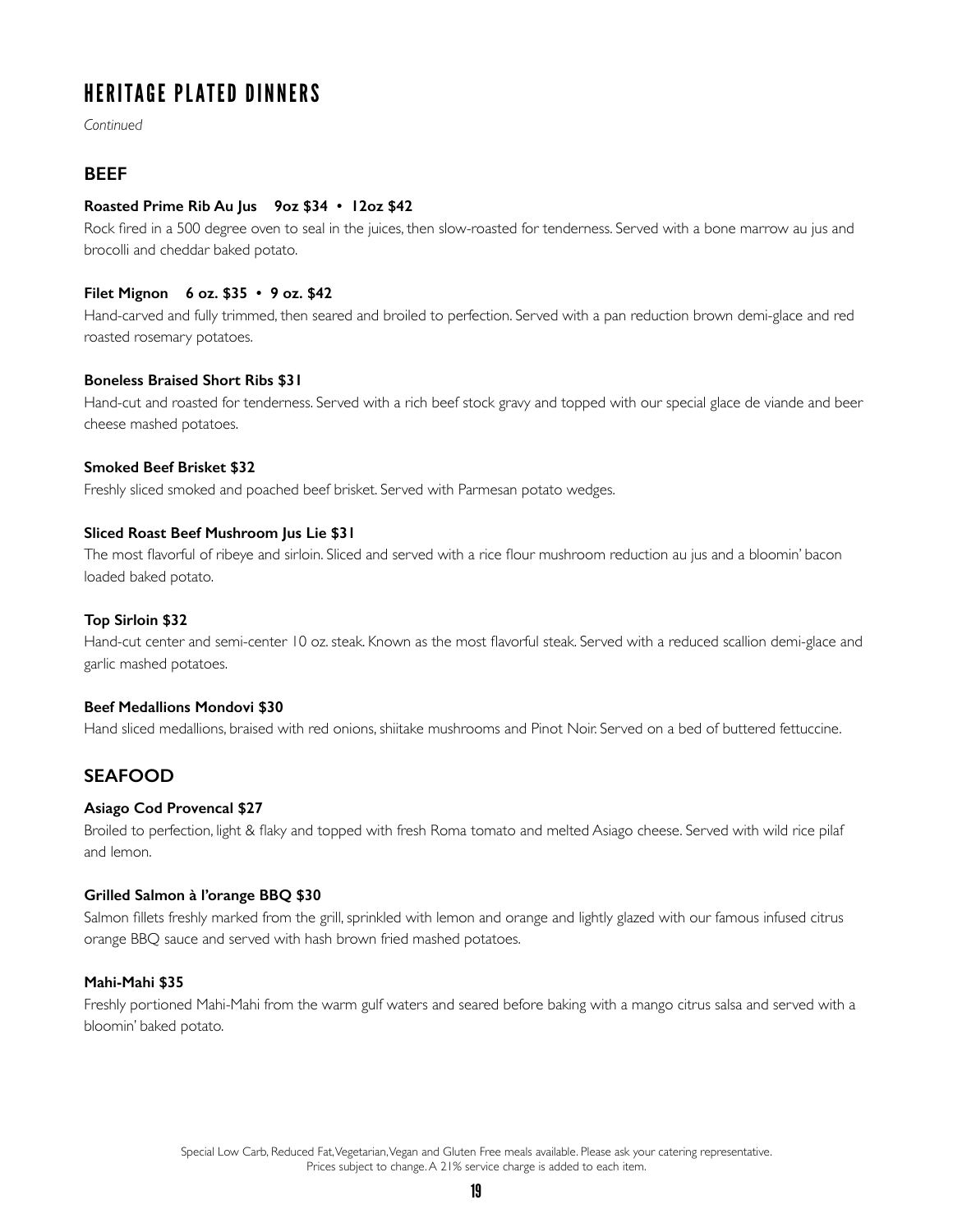# HERITAGE PLATED DINNERS

*Continued*

## BEEF

**Roasted Prime Rib Au Jus 9oz $34 • 12oz $42**

Rock fired in a 500 degree oven to seal in the juices, then slow-roasted for tenderness. Served with a bone marrow au jus and brocolli and cheddar baked potato.

**Filet Mignon 6 oz. $35 • 9 oz. $42**

Hand-carved and fully trimmed, then seared and broiled to perfection. Served with a pan reduction brown demi-glace and red roasted rosemary potatoes.

**Boneless Braised Short Ribs $31**

Hand-cut and roasted for tenderness. Served with a rich beef stock gravy and topped with our special glace de viande and beer cheese mashed potatoes.

**Smoked Beef Brisket $32**

Freshly sliced smoked and poached beef brisket. Served with Parmesan potato wedges.

**Sliced Roast Beef Mushroom Jus Lie $31**

The most flavorful of ribeye and sirloin. Sliced and served with a rice flour mushroom reduction au jus and a bloomin' bacon loaded baked potato.

**Top Sirloin $32**

Hand-cut center and semi-center 10 oz. steak. Known as the most flavorful steak. Served with a reduced scallion demi-glace and garlic mashed potatoes.

**Beef Medallions Mondovi $30**

Hand sliced medallions, braised with red onions, shiitake mushrooms and Pinot Noir. Served on a bed of buttered fettuccine.

## SEAFOOD

**Asiago Cod Provencal $27**

Broiled to perfection, light & flaky and topped with fresh Roma tomato and melted Asiago cheese. Served with wild rice pilaf and lemon.

**Grilled Salmon à l'orange BBQ $30**

Salmon fillets freshly marked from the grill, sprinkled with lemon and orange and lightly glazed with our famous infused citrus orange BBQ sauce and served with hash brown fried mashed potatoes.

**Mahi-Mahi $35**

Freshly portioned Mahi-Mahi from the warm gulf waters and seared before baking with a mango citrus salsa and served with a bloomin' baked potato.

Special Low Carb, Reduced Fat, Vegetarian, Vegan and Gluten Free meals available. Please ask your catering representative.
Prices subject to change. A 21% service charge is added to each item.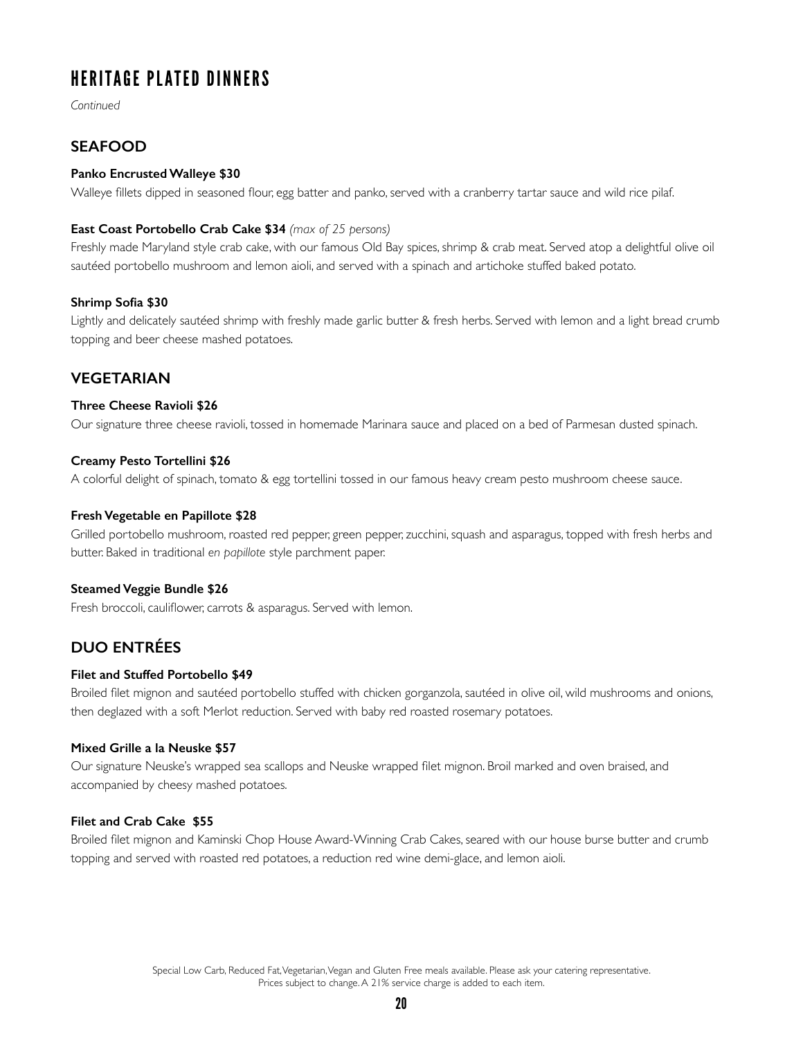# HERITAGE PLATED DINNERS

*Continued*

## SEAFOOD

**Panko Encrusted Walleye $30**

Walleye fillets dipped in seasoned flour, egg batter and panko, served with a cranberry tartar sauce and wild rice pilaf.

**East Coast Portobello Crab Cake $34** *(max of 25 persons)*

Freshly made Maryland style crab cake, with our famous Old Bay spices, shrimp & crab meat. Served atop a delightful olive oil sautéed portobello mushroom and lemon aioli, and served with a spinach and artichoke stuffed baked potato.

**Shrimp Sofia $30**

Lightly and delicately sautéed shrimp with freshly made garlic butter & fresh herbs. Served with lemon and a light bread crumb topping and beer cheese mashed potatoes.

## VEGETARIAN

**Three Cheese Ravioli $26**

Our signature three cheese ravioli, tossed in homemade Marinara sauce and placed on a bed of Parmesan dusted spinach.

**Creamy Pesto Tortellini $26**

A colorful delight of spinach, tomato & egg tortellini tossed in our famous heavy cream pesto mushroom cheese sauce.

**Fresh Vegetable en Papillote $28**

Grilled portobello mushroom, roasted red pepper, green pepper, zucchini, squash and asparagus, topped with fresh herbs and butter. Baked in traditional *en papillote* style parchment paper.

**Steamed Veggie Bundle $26**

Fresh broccoli, cauliflower, carrots & asparagus. Served with lemon.

## DUO ENTRÉES

**Filet and Stuffed Portobello $49**

Broiled filet mignon and sautéed portobello stuffed with chicken gorganzola, sautéed in olive oil, wild mushrooms and onions, then deglazed with a soft Merlot reduction. Served with baby red roasted rosemary potatoes.

**Mixed Grille a la Neuske $57**

Our signature Neuske's wrapped sea scallops and Neuske wrapped filet mignon. Broil marked and oven braised, and accompanied by cheesy mashed potatoes.

**Filet and Crab Cake $55**

Broiled filet mignon and Kaminski Chop House Award-Winning Crab Cakes, seared with our house burse butter and crumb topping and served with roasted red potatoes, a reduction red wine demi-glace, and lemon aioli.

Special Low Carb, Reduced Fat, Vegetarian, Vegan and Gluten Free meals available. Please ask your catering representative.
Prices subject to change. A 21% service charge is added to each item.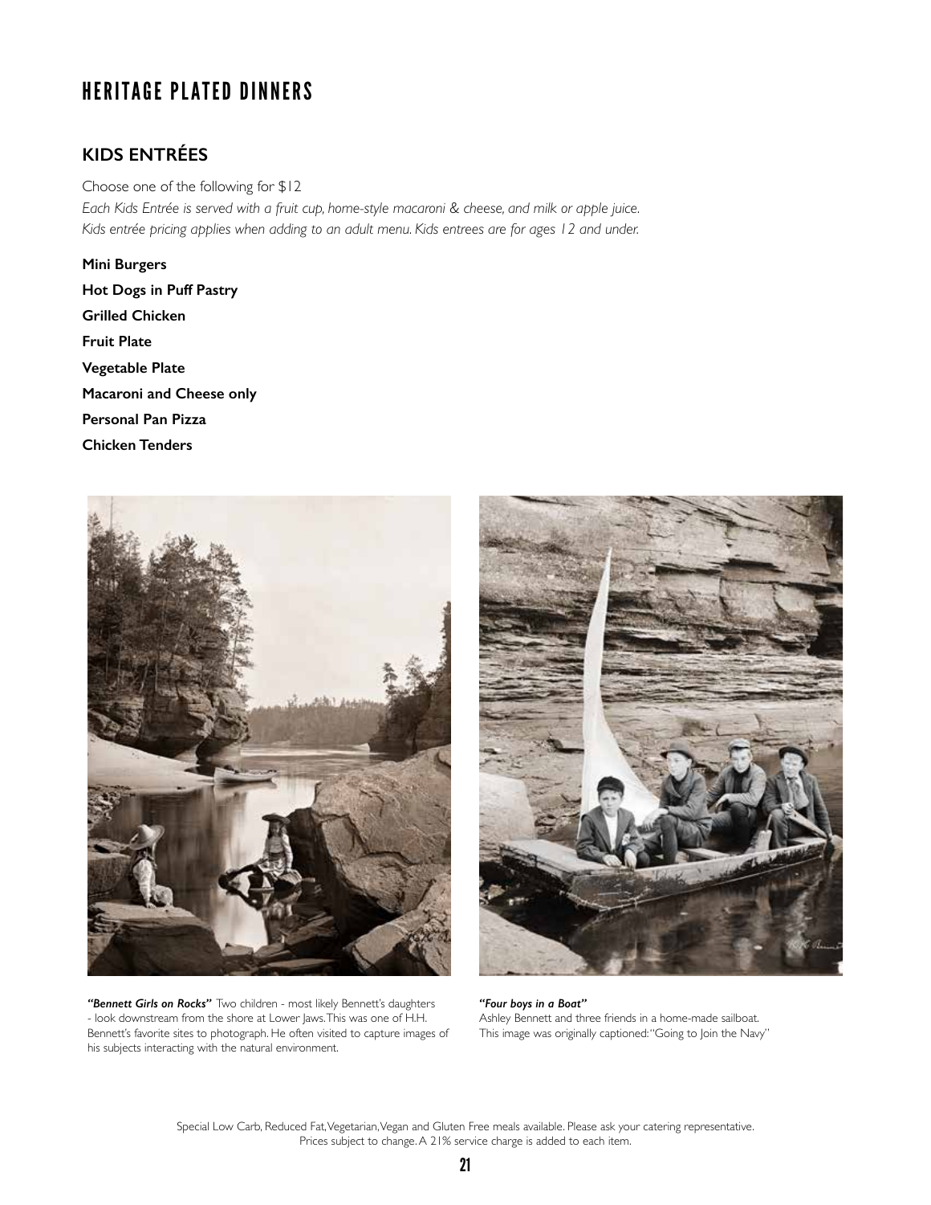# HERITAGE PLATED DINNERS

## KIDS ENTRÉES

Choose one of the following for $12

*Each Kids Entrée is served with a fruit cup, home-style macaroni & cheese, and milk or apple juice. Kids entrée pricing applies when adding to an adult menu. Kids entrees are for ages 12 and under.*

**Mini Burgers**

**Hot Dogs in Puff Pastry**

**Grilled Chicken**

**Fruit Plate**

**Vegetable Plate**

**Macaroni and Cheese only**

**Personal Pan Pizza**

**Chicken Tenders**

***"Bennett Girls on Rocks"*** Two children - most likely Bennett's daughters - look downstream from the shore at Lower Jaws. This was one of H.H. Bennett's favorite sites to photograph. He often visited to capture images of his subjects interacting with the natural environment.

***"Four boys in a Boat"***
Ashley Bennett and three friends in a home-made sailboat. This image was originally captioned: "Going to Join the Navy"

Special Low Carb, Reduced Fat, Vegetarian, Vegan and Gluten Free meals available. Please ask your catering representative. Prices subject to change. A 21% service charge is added to each item.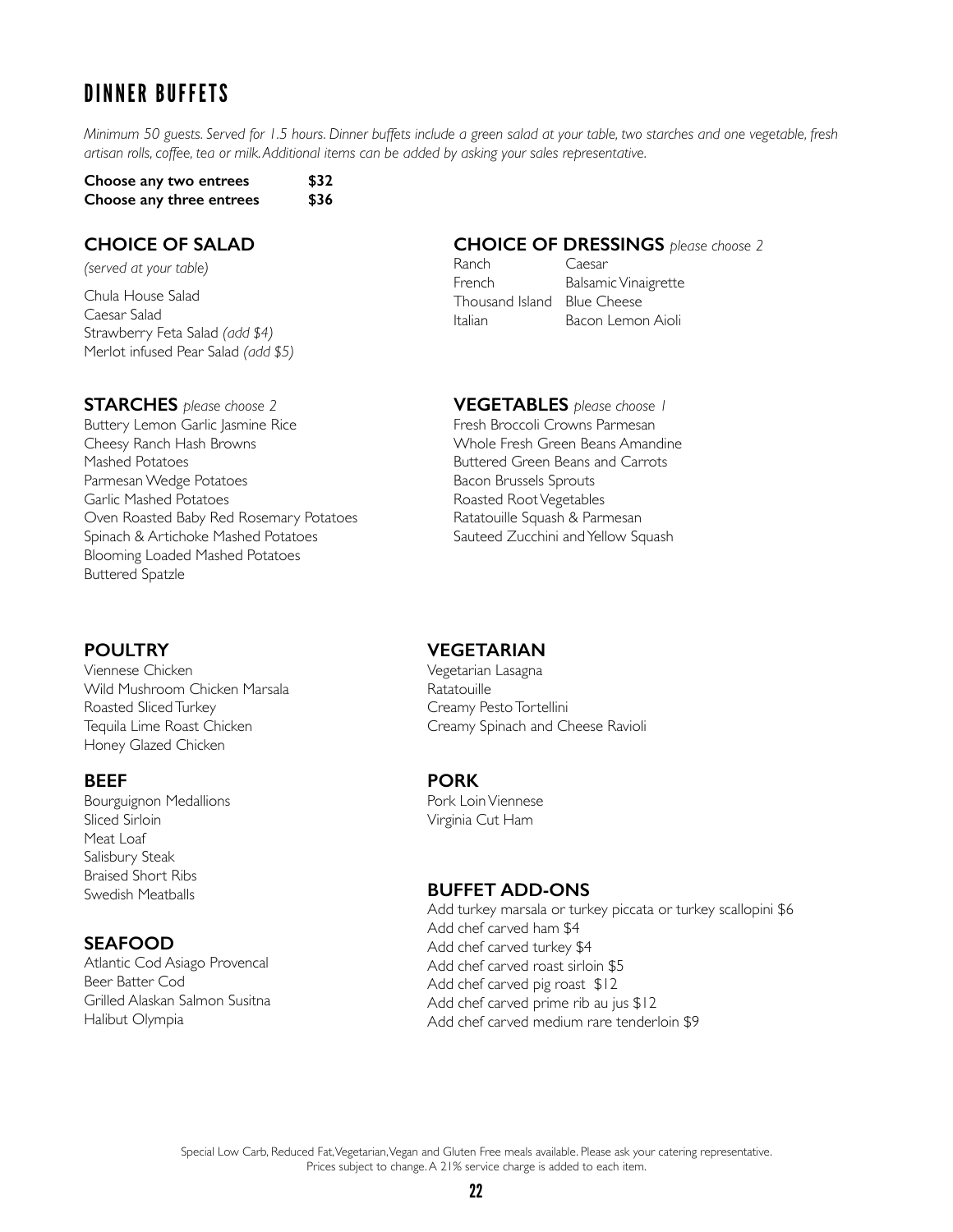# DINNER BUFFETS

*Minimum 50 guests. Served for 1.5 hours. Dinner buffets include a green salad at your table, two starches and one vegetable, fresh artisan rolls, coffee, tea or milk. Additional items can be added by asking your sales representative.*

| | |
|---|---|
| **Choose any two entrees** | **$32** |
| **Choose any three entrees** | **$36** |

## CHOICE OF SALAD

*(served at your table)*

Chula House Salad
Caesar Salad
Strawberry Feta Salad *(add $4)*
Merlot infused Pear Salad *(add $5)*

## CHOICE OF DRESSINGS *please choose 2*

Ranch
French
Thousand Island
Italian
Caesar
Balsamic Vinaigrette
Blue Cheese
Bacon Lemon Aioli

## STARCHES *please choose 2*

Buttery Lemon Garlic Jasmine Rice
Cheesy Ranch Hash Browns
Mashed Potatoes
Parmesan Wedge Potatoes
Garlic Mashed Potatoes
Oven Roasted Baby Red Rosemary Potatoes
Spinach & Artichoke Mashed Potatoes
Blooming Loaded Mashed Potatoes
Buttered Spatzle

## VEGETABLES *please choose 1*

Fresh Broccoli Crowns Parmesan
Whole Fresh Green Beans Amandine
Buttered Green Beans and Carrots
Bacon Brussels Sprouts
Roasted Root Vegetables
Ratatouille Squash & Parmesan
Sauteed Zucchini and Yellow Squash

## POULTRY

Viennese Chicken
Wild Mushroom Chicken Marsala
Roasted Sliced Turkey
Tequila Lime Roast Chicken
Honey Glazed Chicken

## BEEF

Bourguignon Medallions
Sliced Sirloin
Meat Loaf
Salisbury Steak
Braised Short Ribs
Swedish Meatballs

## SEAFOOD

Atlantic Cod Asiago Provencal
Beer Batter Cod
Grilled Alaskan Salmon Susitna
Halibut Olympia

## VEGETARIAN

Vegetarian Lasagna
Ratatouille
Creamy Pesto Tortellini
Creamy Spinach and Cheese Ravioli

## PORK

Pork Loin Viennese
Virginia Cut Ham

## BUFFET ADD-ONS

Add turkey marsala or turkey piccata or turkey scallopini $6
Add chef carved ham $4
Add chef carved turkey $4
Add chef carved roast sirloin $5
Add chef carved pig roast $12
Add chef carved prime rib au jus $12
Add chef carved medium rare tenderloin $9

Special Low Carb, Reduced Fat, Vegetarian, Vegan and Gluten Free meals available. Please ask your catering representative.
Prices subject to change. A 21% service charge is added to each item.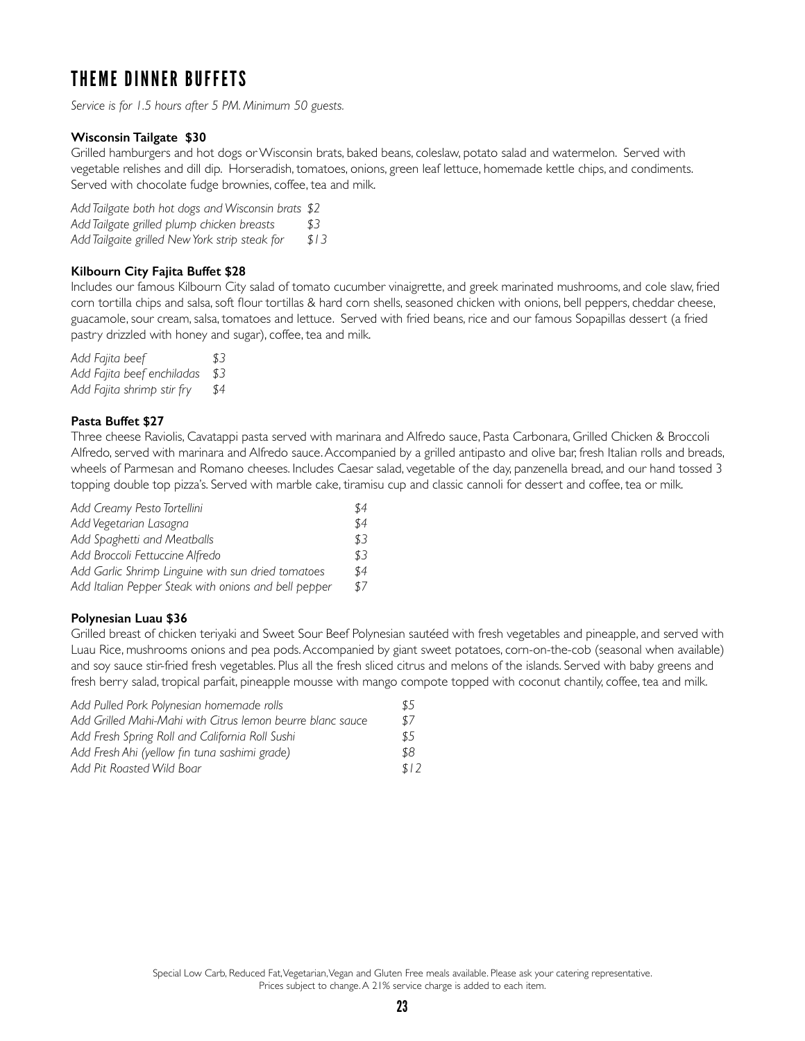# THEME DINNER BUFFETS

*Service is for 1.5 hours after 5 PM. Minimum 50 guests.*

**Wisconsin Tailgate $30**

Grilled hamburgers and hot dogs or Wisconsin brats, baked beans, coleslaw, potato salad and watermelon. Served with vegetable relishes and dill dip. Horseradish, tomatoes, onions, green leaf lettuce, homemade kettle chips, and condiments. Served with chocolate fudge brownies, coffee, tea and milk.

| | |
|---|---|
| *Add Tailgate both hot dogs and Wisconsin brats* | *$2* |
| *Add Tailgate grilled plump chicken breasts* | *$3* |
| *Add Tailgaite grilled New York strip steak for* | *$13* |

**Kilbourn City Fajita Buffet $28**

Includes our famous Kilbourn City salad of tomato cucumber vinaigrette, and greek marinated mushrooms, and cole slaw, fried corn tortilla chips and salsa, soft flour tortillas & hard corn shells, seasoned chicken with onions, bell peppers, cheddar cheese, guacamole, sour cream, salsa, tomatoes and lettuce. Served with fried beans, rice and our famous Sopapillas dessert (a fried pastry drizzled with honey and sugar), coffee, tea and milk.

| | |
|---|---|
| *Add Fajita beef* | *$3* |
| *Add Fajita beef enchiladas* | *$3* |
| *Add Fajita shrimp stir fry* | *$4* |

**Pasta Buffet $27**

Three cheese Raviolis, Cavatappi pasta served with marinara and Alfredo sauce, Pasta Carbonara, Grilled Chicken & Broccoli Alfredo, served with marinara and Alfredo sauce. Accompanied by a grilled antipasto and olive bar, fresh Italian rolls and breads, wheels of Parmesan and Romano cheeses. Includes Caesar salad, vegetable of the day, panzenella bread, and our hand tossed 3 topping double top pizza's. Served with marble cake, tiramisu cup and classic cannoli for dessert and coffee, tea or milk.

| | |
|---|---|
| *Add Creamy Pesto Tortellini* | *$4* |
| *Add Vegetarian Lasagna* | *$4* |
| *Add Spaghetti and Meatballs* | *$3* |
| *Add Broccoli Fettuccine Alfredo* | *$3* |
| *Add Garlic Shrimp Linguine with sun dried tomatoes* | *$4* |
| *Add Italian Pepper Steak with onions and bell pepper* | *$7* |

**Polynesian Luau $36**

Grilled breast of chicken teriyaki and Sweet Sour Beef Polynesian sautéed with fresh vegetables and pineapple, and served with Luau Rice, mushrooms onions and pea pods. Accompanied by giant sweet potatoes, corn-on-the-cob (seasonal when available) and soy sauce stir-fried fresh vegetables. Plus all the fresh sliced citrus and melons of the islands. Served with baby greens and fresh berry salad, tropical parfait, pineapple mousse with mango compote topped with coconut chantily, coffee, tea and milk.

| | |
|---|---|
| *Add Pulled Pork Polynesian homemade rolls* | *$5* |
| *Add Grilled Mahi-Mahi with Citrus lemon beurre blanc sauce* | *$7* |
| *Add Fresh Spring Roll and California Roll Sushi* | *$5* |
| *Add Fresh Ahi (yellow fin tuna sashimi grade)* | *$8* |
| *Add Pit Roasted Wild Boar* | *$12* |

Special Low Carb, Reduced Fat, Vegetarian, Vegan and Gluten Free meals available. Please ask your catering representative.
Prices subject to change. A 21% service charge is added to each item.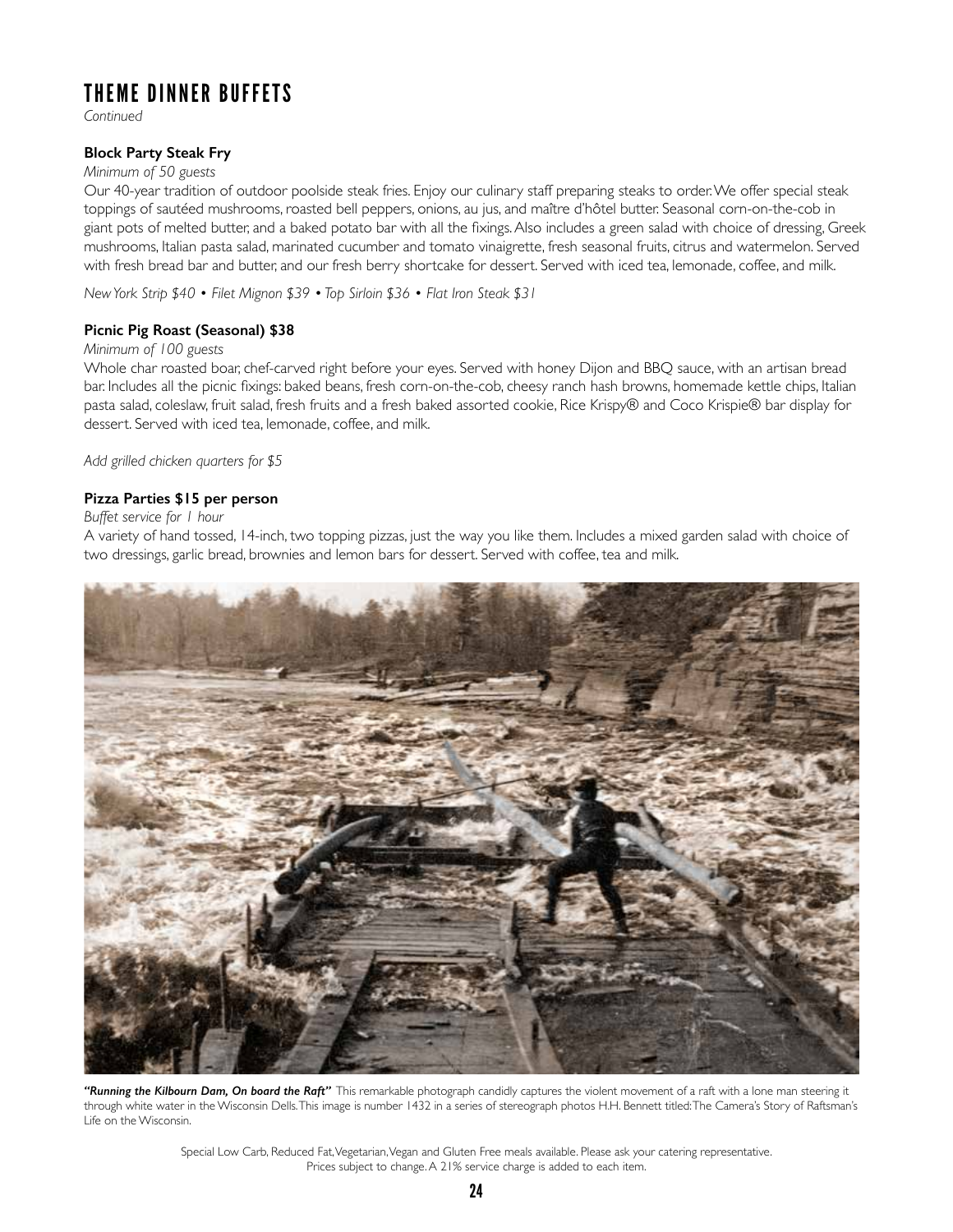# THEME DINNER BUFFETS

*Continued*

**Block Party Steak Fry**

*Minimum of 50 guests*

Our 40-year tradition of outdoor poolside steak fries. Enjoy our culinary staff preparing steaks to order. We offer special steak toppings of sautéed mushrooms, roasted bell peppers, onions, au jus, and maître d'hôtel butter. Seasonal corn-on-the-cob in giant pots of melted butter, and a baked potato bar with all the fixings. Also includes a green salad with choice of dressing, Greek mushrooms, Italian pasta salad, marinated cucumber and tomato vinaigrette, fresh seasonal fruits, citrus and watermelon. Served with fresh bread bar and butter, and our fresh berry shortcake for dessert. Served with iced tea, lemonade, coffee, and milk.

*New York Strip $40 • Filet Mignon $39 • Top Sirloin $36 • Flat Iron Steak $31*

**Picnic Pig Roast (Seasonal) $38**

*Minimum of 100 guests*

Whole char roasted boar, chef-carved right before your eyes. Served with honey Dijon and BBQ sauce, with an artisan bread bar. Includes all the picnic fixings: baked beans, fresh corn-on-the-cob, cheesy ranch hash browns, homemade kettle chips, Italian pasta salad, coleslaw, fruit salad, fresh fruits and a fresh baked assorted cookie, Rice Krispy® and Coco Krispie® bar display for dessert. Served with iced tea, lemonade, coffee, and milk.

*Add grilled chicken quarters for $5*

**Pizza Parties $15 per person**

*Buffet service for 1 hour*

A variety of hand tossed, 14-inch, two topping pizzas, just the way you like them. Includes a mixed garden salad with choice of two dressings, garlic bread, brownies and lemon bars for dessert. Served with coffee, tea and milk.

***"Running the Kilbourn Dam, On board the Raft"*** This remarkable photograph candidly captures the violent movement of a raft with a lone man steering it through white water in the Wisconsin Dells. This image is number 1432 in a series of stereograph photos H.H. Bennett titled: The Camera's Story of Raftsman's Life on the Wisconsin.

Special Low Carb, Reduced Fat, Vegetarian, Vegan and Gluten Free meals available. Please ask your catering representative.
Prices subject to change. A 21% service charge is added to each item.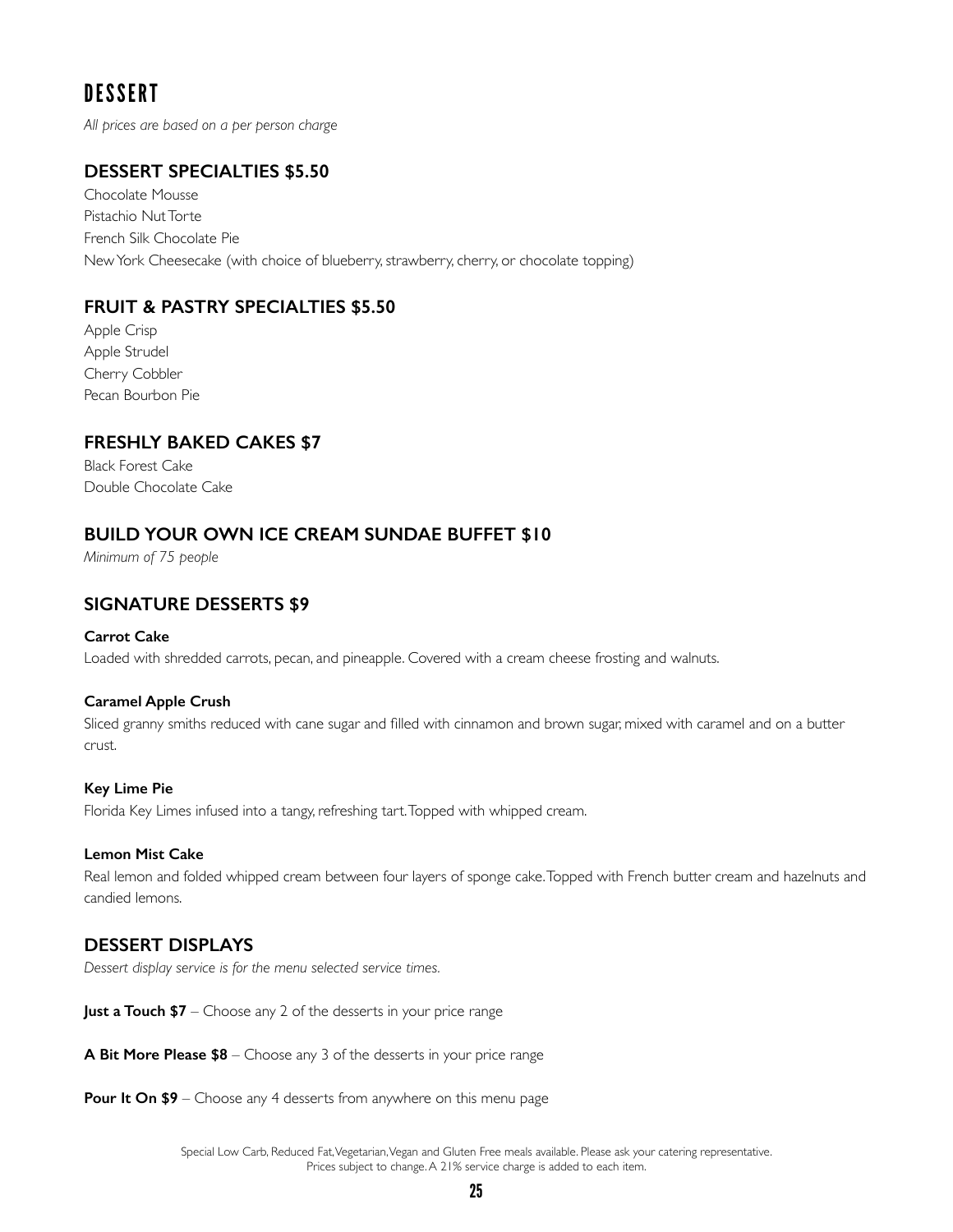# DESSERT

*All prices are based on a per person charge*

## DESSERT SPECIALTIES $5.50

Chocolate Mousse
Pistachio Nut Torte
French Silk Chocolate Pie
New York Cheesecake (with choice of blueberry, strawberry, cherry, or chocolate topping)

## FRUIT & PASTRY SPECIALTIES $5.50

Apple Crisp
Apple Strudel
Cherry Cobbler
Pecan Bourbon Pie

## FRESHLY BAKED CAKES $7

Black Forest Cake
Double Chocolate Cake

## BUILD YOUR OWN ICE CREAM SUNDAE BUFFET $10

*Minimum of 75 people*

## SIGNATURE DESSERTS $9

**Carrot Cake**
Loaded with shredded carrots, pecan, and pineapple. Covered with a cream cheese frosting and walnuts.

**Caramel Apple Crush**
Sliced granny smiths reduced with cane sugar and filled with cinnamon and brown sugar, mixed with caramel and on a butter crust.

**Key Lime Pie**
Florida Key Limes infused into a tangy, refreshing tart. Topped with whipped cream.

**Lemon Mist Cake**
Real lemon and folded whipped cream between four layers of sponge cake. Topped with French butter cream and hazelnuts and candied lemons.

## DESSERT DISPLAYS

*Dessert display service is for the menu selected service times.*

**Just a Touch $7** – Choose any 2 of the desserts in your price range

**A Bit More Please $8** – Choose any 3 of the desserts in your price range

**Pour It On $9** – Choose any 4 desserts from anywhere on this menu page

Special Low Carb, Reduced Fat, Vegetarian, Vegan and Gluten Free meals available. Please ask your catering representative.
Prices subject to change. A 21% service charge is added to each item.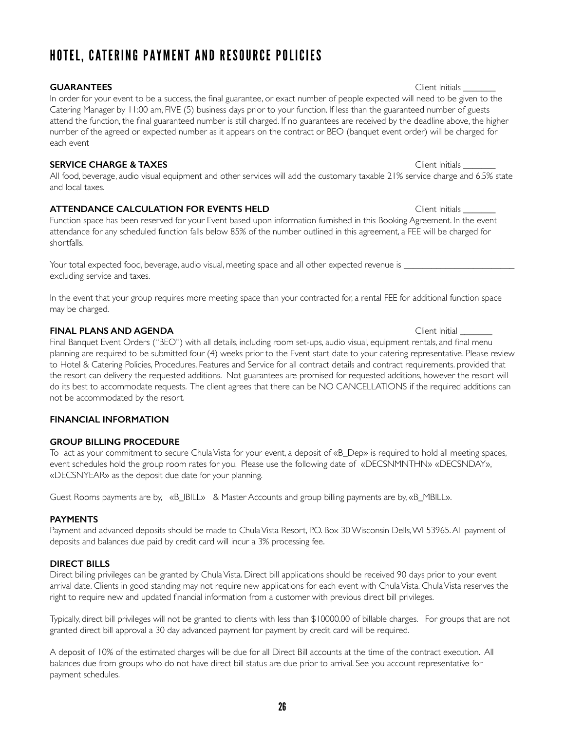# HOTEL, CATERING PAYMENT AND RESOURCE POLICIES

**GUARANTEES** Client Initials _______

In order for your event to be a success, the final guarantee, or exact number of people expected will need to be given to the Catering Manager by 11:00 am, FIVE (5) business days prior to your function. If less than the guaranteed number of guests attend the function, the final guaranteed number is still charged. If no guarantees are received by the deadline above, the higher number of the agreed or expected number as it appears on the contract or BEO (banquet event order) will be charged for each event

**SERVICE CHARGE & TAXES** Client Initials _______

All food, beverage, audio visual equipment and other services will add the customary taxable 21% service charge and 6.5% state and local taxes.

**ATTENDANCE CALCULATION FOR EVENTS HELD** Client Initials _______

Function space has been reserved for your Event based upon information furnished in this Booking Agreement. In the event attendance for any scheduled function falls below 85% of the number outlined in this agreement, a FEE will be charged for shortfalls.

Your total expected food, beverage, audio visual, meeting space and all other expected revenue is _________________________ excluding service and taxes.

In the event that your group requires more meeting space than your contracted for, a rental FEE for additional function space may be charged.

**FINAL PLANS AND AGENDA** Client Initial _______

Final Banquet Event Orders ("BEO") with all details, including room set-ups, audio visual, equipment rentals, and final menu planning are required to be submitted four (4) weeks prior to the Event start date to your catering representative. Please review to Hotel & Catering Policies, Procedures, Features and Service for all contract details and contract requirements. provided that the resort can delivery the requested additions. Not guarantees are promised for requested additions, however the resort will do its best to accommodate requests. The client agrees that there can be NO CANCELLATIONS if the required additions can not be accommodated by the resort.

**FINANCIAL INFORMATION**

**GROUP BILLING PROCEDURE**

To act as your commitment to secure Chula Vista for your event, a deposit of «B_Dep» is required to hold all meeting spaces, event schedules hold the group room rates for you. Please use the following date of «DECSNMNTHN» «DECSNDAY», «DECSNYEAR» as the deposit due date for your planning.

Guest Rooms payments are by, «B_IBILL» & Master Accounts and group billing payments are by, «B_MBILL».

**PAYMENTS**

Payment and advanced deposits should be made to Chula Vista Resort, P.O. Box 30 Wisconsin Dells, WI 53965. All payment of deposits and balances due paid by credit card will incur a 3% processing fee.

**DIRECT BILLS**

Direct billing privileges can be granted by Chula Vista. Direct bill applications should be received 90 days prior to your event arrival date. Clients in good standing may not require new applications for each event with Chula Vista. Chula Vista reserves the right to require new and updated financial information from a customer with previous direct bill privileges.

Typically, direct bill privileges will not be granted to clients with less than $10000.00 of billable charges. For groups that are not granted direct bill approval a 30 day advanced payment for payment by credit card will be required.

A deposit of 10% of the estimated charges will be due for all Direct Bill accounts at the time of the contract execution. All balances due from groups who do not have direct bill status are due prior to arrival. See you account representative for payment schedules.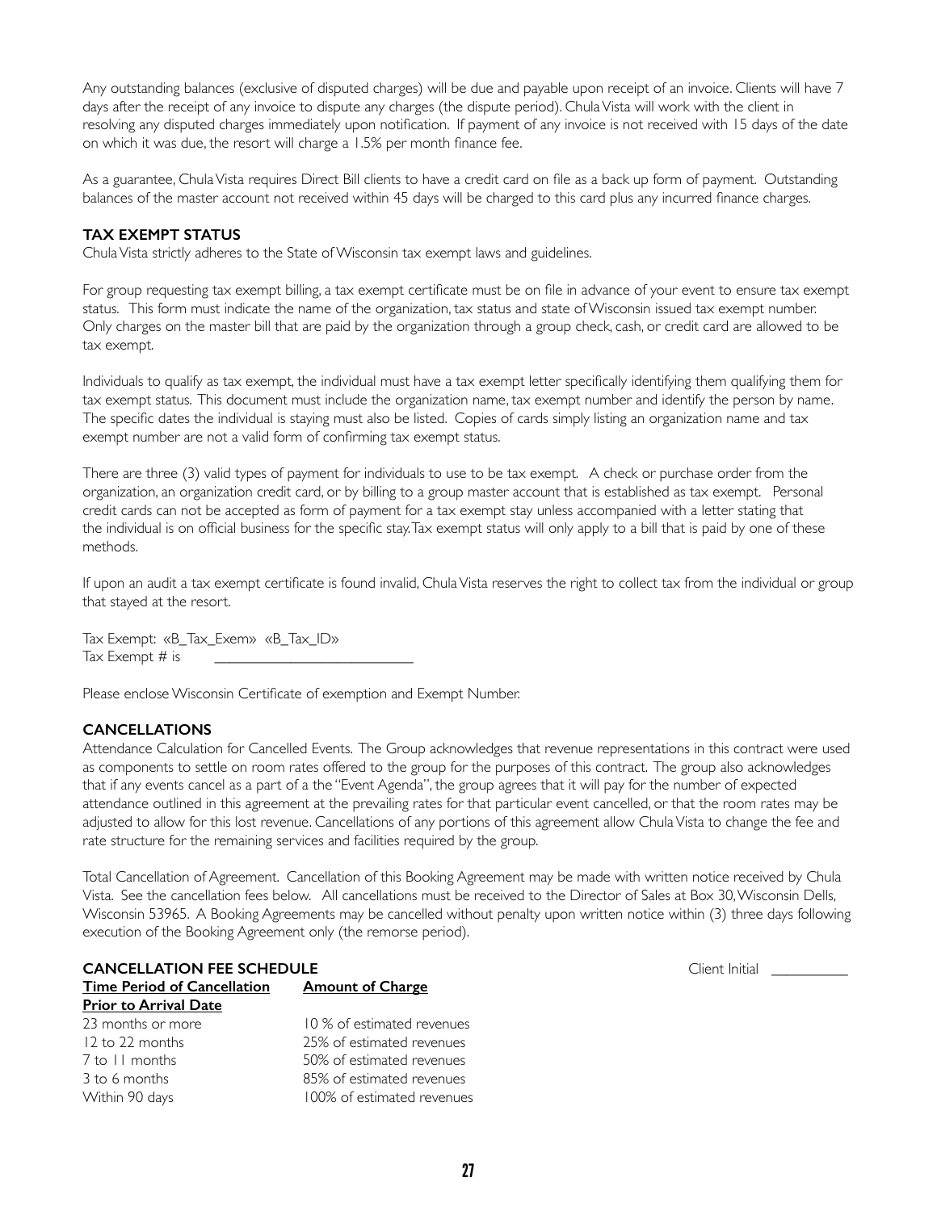Any outstanding balances (exclusive of disputed charges) will be due and payable upon receipt of an invoice. Clients will have 7 days after the receipt of any invoice to dispute any charges (the dispute period). Chula Vista will work with the client in resolving any disputed charges immediately upon notification. If payment of any invoice is not received with 15 days of the date on which it was due, the resort will charge a 1.5% per month finance fee.

As a guarantee, Chula Vista requires Direct Bill clients to have a credit card on file as a back up form of payment. Outstanding balances of the master account not received within 45 days will be charged to this card plus any incurred finance charges.

**TAX EXEMPT STATUS**

Chula Vista strictly adheres to the State of Wisconsin tax exempt laws and guidelines.

For group requesting tax exempt billing, a tax exempt certificate must be on file in advance of your event to ensure tax exempt status. This form must indicate the name of the organization, tax status and state of Wisconsin issued tax exempt number. Only charges on the master bill that are paid by the organization through a group check, cash, or credit card are allowed to be tax exempt.

Individuals to qualify as tax exempt, the individual must have a tax exempt letter specifically identifying them qualifying them for tax exempt status. This document must include the organization name, tax exempt number and identify the person by name. The specific dates the individual is staying must also be listed. Copies of cards simply listing an organization name and tax exempt number are not a valid form of confirming tax exempt status.

There are three (3) valid types of payment for individuals to use to be tax exempt. A check or purchase order from the organization, an organization credit card, or by billing to a group master account that is established as tax exempt. Personal credit cards can not be accepted as form of payment for a tax exempt stay unless accompanied with a letter stating that the individual is on official business for the specific stay. Tax exempt status will only apply to a bill that is paid by one of these methods.

If upon an audit a tax exempt certificate is found invalid, Chula Vista reserves the right to collect tax from the individual or group that stayed at the resort.

Tax Exempt: «B_Tax_Exem» «B_Tax_ID»
Tax Exempt # is \_\_\_\_\_\_\_\_\_\_\_\_\_\_\_\_\_\_\_\_\_\_\_\_\_\_

Please enclose Wisconsin Certificate of exemption and Exempt Number.

**CANCELLATIONS**

Attendance Calculation for Cancelled Events. The Group acknowledges that revenue representations in this contract were used as components to settle on room rates offered to the group for the purposes of this contract. The group also acknowledges that if any events cancel as a part of a the "Event Agenda", the group agrees that it will pay for the number of expected attendance outlined in this agreement at the prevailing rates for that particular event cancelled, or that the room rates may be adjusted to allow for this lost revenue. Cancellations of any portions of this agreement allow Chula Vista to change the fee and rate structure for the remaining services and facilities required by the group.

Total Cancellation of Agreement. Cancellation of this Booking Agreement may be made with written notice received by Chula Vista. See the cancellation fees below. All cancellations must be received to the Director of Sales at Box 30, Wisconsin Dells, Wisconsin 53965. A Booking Agreements may be cancelled without penalty upon written notice within (3) three days following execution of the Booking Agreement only (the remorse period).

**CANCELLATION FEE SCHEDULE**

Client Initial \_\_\_\_\_\_\_\_\_\_

| Time Period of Cancellation Prior to Arrival Date | Amount of Charge |
|---|---|
| 23 months or more | 10 % of estimated revenues |
| 12 to 22 months | 25% of estimated revenues |
| 7 to 11 months | 50% of estimated revenues |
| 3 to 6 months | 85% of estimated revenues |
| Within 90 days | 100% of estimated revenues |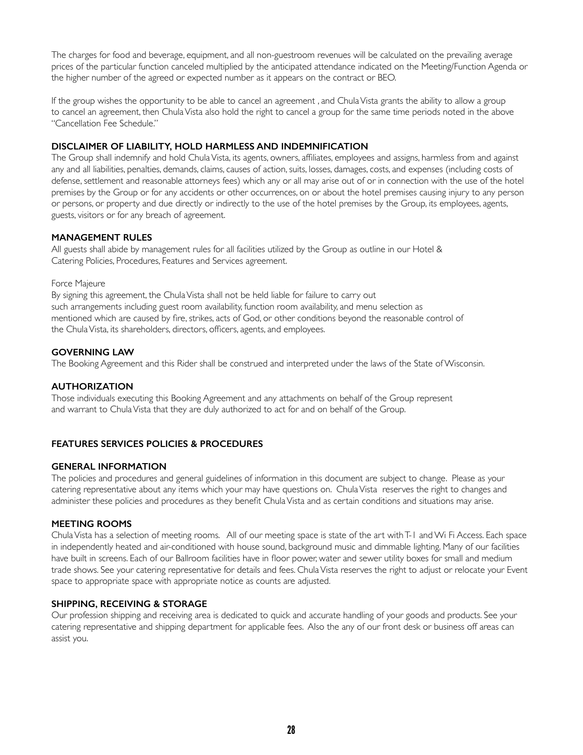The charges for food and beverage, equipment, and all non-guestroom revenues will be calculated on the prevailing average prices of the particular function canceled multiplied by the anticipated attendance indicated on the Meeting/Function Agenda or the higher number of the agreed or expected number as it appears on the contract or BEO.

If the group wishes the opportunity to be able to cancel an agreement , and Chula Vista grants the ability to allow a group to cancel an agreement, then Chula Vista also hold the right to cancel a group for the same time periods noted in the above "Cancellation Fee Schedule."

**DISCLAIMER OF LIABILITY, HOLD HARMLESS AND INDEMNIFICATION**

The Group shall indemnify and hold Chula Vista, its agents, owners, affiliates, employees and assigns, harmless from and against any and all liabilities, penalties, demands, claims, causes of action, suits, losses, damages, costs, and expenses (including costs of defense, settlement and reasonable attorneys fees) which any or all may arise out of or in connection with the use of the hotel premises by the Group or for any accidents or other occurrences, on or about the hotel premises causing injury to any person or persons, or property and due directly or indirectly to the use of the hotel premises by the Group, its employees, agents, guests, visitors or for any breach of agreement.

**MANAGEMENT RULES**

All guests shall abide by management rules for all facilities utilized by the Group as outline in our Hotel & Catering Policies, Procedures, Features and Services agreement.

Force Majeure

By signing this agreement, the Chula Vista shall not be held liable for failure to carry out such arrangements including guest room availability, function room availability, and menu selection as mentioned which are caused by fire, strikes, acts of God, or other conditions beyond the reasonable control of the Chula Vista, its shareholders, directors, officers, agents, and employees.

**GOVERNING LAW**

The Booking Agreement and this Rider shall be construed and interpreted under the laws of the State of Wisconsin.

**AUTHORIZATION**

Those individuals executing this Booking Agreement and any attachments on behalf of the Group represent and warrant to Chula Vista that they are duly authorized to act for and on behalf of the Group.

**FEATURES SERVICES POLICIES & PROCEDURES**

**GENERAL INFORMATION**

The policies and procedures and general guidelines of information in this document are subject to change. Please as your catering representative about any items which your may have questions on. Chula Vista reserves the right to changes and administer these policies and procedures as they benefit Chula Vista and as certain conditions and situations may arise.

**MEETING ROOMS**

Chula Vista has a selection of meeting rooms. All of our meeting space is state of the art with T-1 and Wi Fi Access. Each space in independently heated and air-conditioned with house sound, background music and dimmable lighting. Many of our facilities have built in screens. Each of our Ballroom facilities have in floor power, water and sewer utility boxes for small and medium trade shows. See your catering representative for details and fees. Chula Vista reserves the right to adjust or relocate your Event space to appropriate space with appropriate notice as counts are adjusted.

**SHIPPING, RECEIVING & STORAGE**

Our profession shipping and receiving area is dedicated to quick and accurate handling of your goods and products. See your catering representative and shipping department for applicable fees. Also the any of our front desk or business off areas can assist you.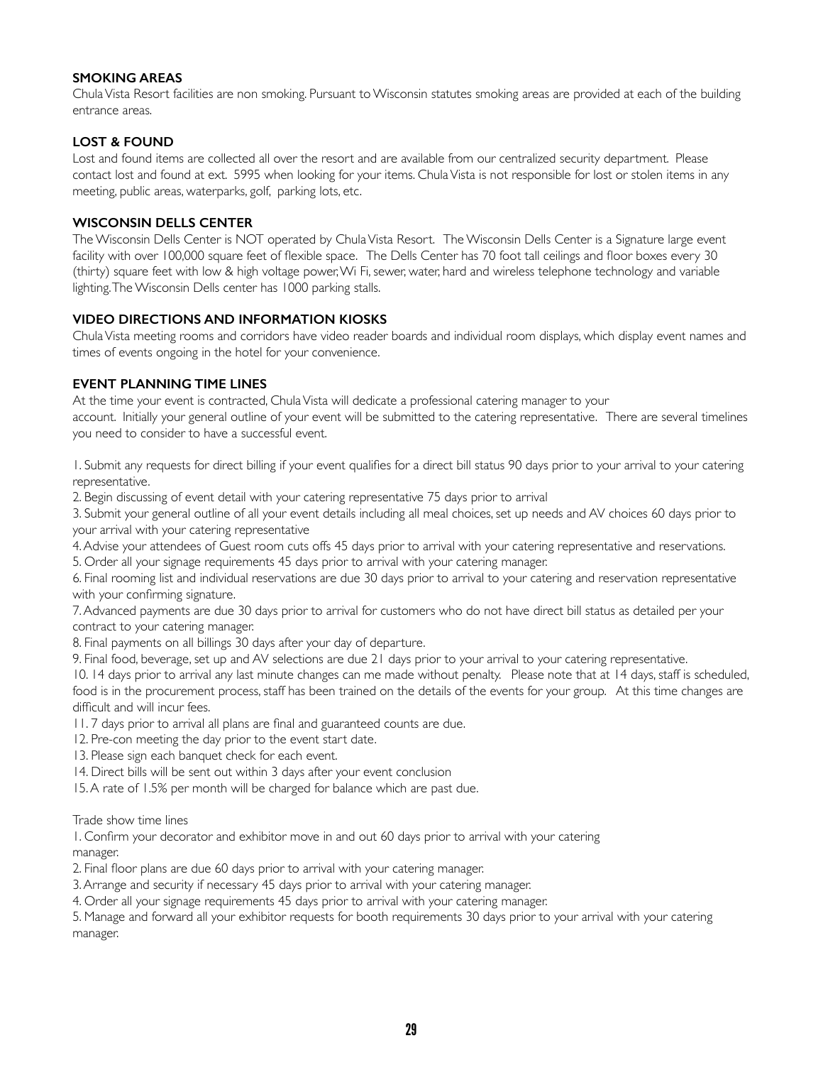### SMOKING AREAS

Chula Vista Resort facilities are non smoking. Pursuant to Wisconsin statutes smoking areas are provided at each of the building entrance areas.

### LOST & FOUND

Lost and found items are collected all over the resort and are available from our centralized security department. Please contact lost and found at ext. 5995 when looking for your items. Chula Vista is not responsible for lost or stolen items in any meeting, public areas, waterparks, golf, parking lots, etc.

### WISCONSIN DELLS CENTER

The Wisconsin Dells Center is NOT operated by Chula Vista Resort. The Wisconsin Dells Center is a Signature large event facility with over 100,000 square feet of flexible space. The Dells Center has 70 foot tall ceilings and floor boxes every 30 (thirty) square feet with low & high voltage power, Wi Fi, sewer, water, hard and wireless telephone technology and variable lighting. The Wisconsin Dells center has 1000 parking stalls.

### VIDEO DIRECTIONS AND INFORMATION KIOSKS

Chula Vista meeting rooms and corridors have video reader boards and individual room displays, which display event names and times of events ongoing in the hotel for your convenience.

### EVENT PLANNING TIME LINES

At the time your event is contracted, Chula Vista will dedicate a professional catering manager to your account. Initially your general outline of your event will be submitted to the catering representative. There are several timelines you need to consider to have a successful event.

1. Submit any requests for direct billing if your event qualifies for a direct bill status 90 days prior to your arrival to your catering representative.
2. Begin discussing of event detail with your catering representative 75 days prior to arrival
3. Submit your general outline of all your event details including all meal choices, set up needs and AV choices 60 days prior to your arrival with your catering representative
4. Advise your attendees of Guest room cuts offs 45 days prior to arrival with your catering representative and reservations.
5. Order all your signage requirements 45 days prior to arrival with your catering manager.
6. Final rooming list and individual reservations are due 30 days prior to arrival to your catering and reservation representative with your confirming signature.
7. Advanced payments are due 30 days prior to arrival for customers who do not have direct bill status as detailed per your contract to your catering manager.
8. Final payments on all billings 30 days after your day of departure.
9. Final food, beverage, set up and AV selections are due 21 days prior to your arrival to your catering representative.
10. 14 days prior to arrival any last minute changes can me made without penalty. Please note that at 14 days, staff is scheduled, food is in the procurement process, staff has been trained on the details of the events for your group. At this time changes are difficult and will incur fees.
11. 7 days prior to arrival all plans are final and guaranteed counts are due.
12. Pre-con meeting the day prior to the event start date.
13. Please sign each banquet check for each event.
14. Direct bills will be sent out within 3 days after your event conclusion
15. A rate of 1.5% per month will be charged for balance which are past due.

Trade show time lines

1. Confirm your decorator and exhibitor move in and out 60 days prior to arrival with your catering manager.
2. Final floor plans are due 60 days prior to arrival with your catering manager.
3. Arrange and security if necessary 45 days prior to arrival with your catering manager.
4. Order all your signage requirements 45 days prior to arrival with your catering manager.
5. Manage and forward all your exhibitor requests for booth requirements 30 days prior to your arrival with your catering manager.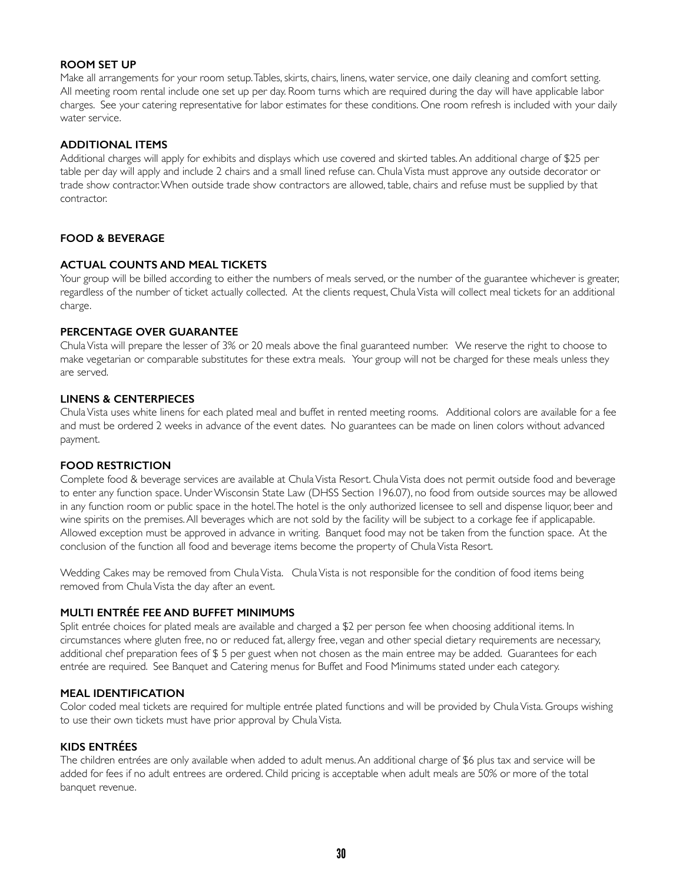### ROOM SET UP

Make all arrangements for your room setup. Tables, skirts, chairs, linens, water service, one daily cleaning and comfort setting. All meeting room rental include one set up per day. Room turns which are required during the day will have applicable labor charges. See your catering representative for labor estimates for these conditions. One room refresh is included with your daily water service.

### ADDITIONAL ITEMS

Additional charges will apply for exhibits and displays which use covered and skirted tables. An additional charge of $25 per table per day will apply and include 2 chairs and a small lined refuse can. Chula Vista must approve any outside decorator or trade show contractor. When outside trade show contractors are allowed, table, chairs and refuse must be supplied by that contractor.

## FOOD & BEVERAGE

### ACTUAL COUNTS AND MEAL TICKETS

Your group will be billed according to either the numbers of meals served, or the number of the guarantee whichever is greater, regardless of the number of ticket actually collected. At the clients request, Chula Vista will collect meal tickets for an additional charge.

### PERCENTAGE OVER GUARANTEE

Chula Vista will prepare the lesser of 3% or 20 meals above the final guaranteed number. We reserve the right to choose to make vegetarian or comparable substitutes for these extra meals. Your group will not be charged for these meals unless they are served.

### LINENS & CENTERPIECES

Chula Vista uses white linens for each plated meal and buffet in rented meeting rooms. Additional colors are available for a fee and must be ordered 2 weeks in advance of the event dates. No guarantees can be made on linen colors without advanced payment.

### FOOD RESTRICTION

Complete food & beverage services are available at Chula Vista Resort. Chula Vista does not permit outside food and beverage to enter any function space. Under Wisconsin State Law (DHSS Section 196.07), no food from outside sources may be allowed in any function room or public space in the hotel. The hotel is the only authorized licensee to sell and dispense liquor, beer and wine spirits on the premises. All beverages which are not sold by the facility will be subject to a corkage fee if applicapable. Allowed exception must be approved in advance in writing. Banquet food may not be taken from the function space. At the conclusion of the function all food and beverage items become the property of Chula Vista Resort.

Wedding Cakes may be removed from Chula Vista. Chula Vista is not responsible for the condition of food items being removed from Chula Vista the day after an event.

### MULTI ENTRÉE FEE AND BUFFET MINIMUMS

Split entrée choices for plated meals are available and charged a $2 per person fee when choosing additional items. In circumstances where gluten free, no or reduced fat, allergy free, vegan and other special dietary requirements are necessary, additional chef preparation fees of $ 5 per guest when not chosen as the main entree may be added. Guarantees for each entrée are required. See Banquet and Catering menus for Buffet and Food Minimums stated under each category.

### MEAL IDENTIFICATION

Color coded meal tickets are required for multiple entrée plated functions and will be provided by Chula Vista. Groups wishing to use their own tickets must have prior approval by Chula Vista.

### KIDS ENTRÉES

The children entrées are only available when added to adult menus. An additional charge of $6 plus tax and service will be added for fees if no adult entrees are ordered. Child pricing is acceptable when adult meals are 50% or more of the total banquet revenue.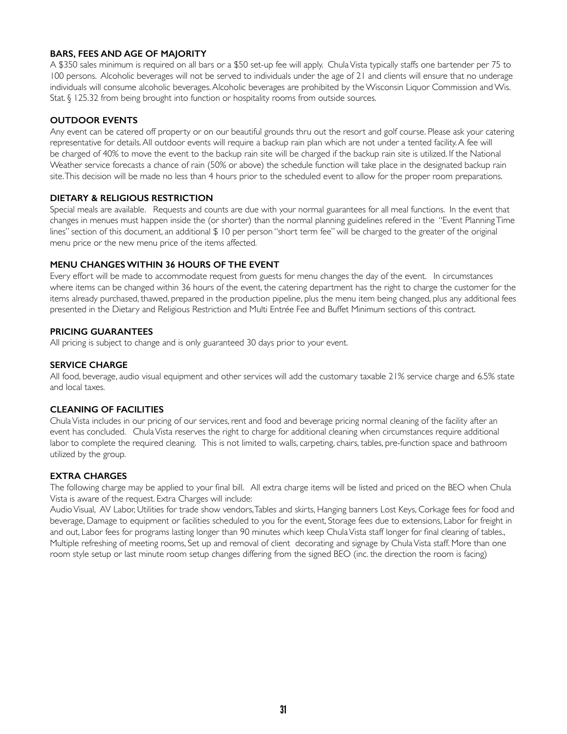### BARS, FEES AND AGE OF MAJORITY

A $350 sales minimum is required on all bars or a $50 set-up fee will apply. Chula Vista typically staffs one bartender per 75 to 100 persons. Alcoholic beverages will not be served to individuals under the age of 21 and clients will ensure that no underage individuals will consume alcoholic beverages. Alcoholic beverages are prohibited by the Wisconsin Liquor Commission and Wis. Stat. § 125.32 from being brought into function or hospitality rooms from outside sources.

### OUTDOOR EVENTS

Any event can be catered off property or on our beautiful grounds thru out the resort and golf course. Please ask your catering representative for details. All outdoor events will require a backup rain plan which are not under a tented facility. A fee will be charged of 40% to move the event to the backup rain site will be charged if the backup rain site is utilized. If the National Weather service forecasts a chance of rain (50% or above) the schedule function will take place in the designated backup rain site. This decision will be made no less than 4 hours prior to the scheduled event to allow for the proper room preparations.

### DIETARY & RELIGIOUS RESTRICTION

Special meals are available. Requests and counts are due with your normal guarantees for all meal functions. In the event that changes in menues must happen inside the (or shorter) than the normal planning guidelines refered in the "Event Planning Time lines" section of this document, an additional $ 10 per person "short term fee" will be charged to the greater of the original menu price or the new menu price of the items affected.

### MENU CHANGES WITHIN 36 HOURS OF THE EVENT

Every effort will be made to accommodate request from guests for menu changes the day of the event. In circumstances where items can be changed within 36 hours of the event, the catering department has the right to charge the customer for the items already purchased, thawed, prepared in the production pipeline, plus the menu item being changed, plus any additional fees presented in the Dietary and Religious Restriction and Multi Entrée Fee and Buffet Minimum sections of this contract.

### PRICING GUARANTEES

All pricing is subject to change and is only guaranteed 30 days prior to your event.

### SERVICE CHARGE

All food, beverage, audio visual equipment and other services will add the customary taxable 21% service charge and 6.5% state and local taxes.

### CLEANING OF FACILITIES

Chula Vista includes in our pricing of our services, rent and food and beverage pricing normal cleaning of the facility after an event has concluded. Chula Vista reserves the right to charge for additional cleaning when circumstances require additional labor to complete the required cleaning. This is not limited to walls, carpeting, chairs, tables, pre-function space and bathroom utilized by the group.

### EXTRA CHARGES

The following charge may be applied to your final bill. All extra charge items will be listed and priced on the BEO when Chula Vista is aware of the request. Extra Charges will include:

Audio Visual, AV Labor, Utilities for trade show vendors, Tables and skirts, Hanging banners Lost Keys, Corkage fees for food and beverage, Damage to equipment or facilities scheduled to you for the event, Storage fees due to extensions, Labor for freight in and out, Labor fees for programs lasting longer than 90 minutes which keep Chula Vista staff longer for final clearing of tables., Multiple refreshing of meeting rooms, Set up and removal of client decorating and signage by Chula Vista staff. More than one room style setup or last minute room setup changes differing from the signed BEO (inc. the direction the room is facing)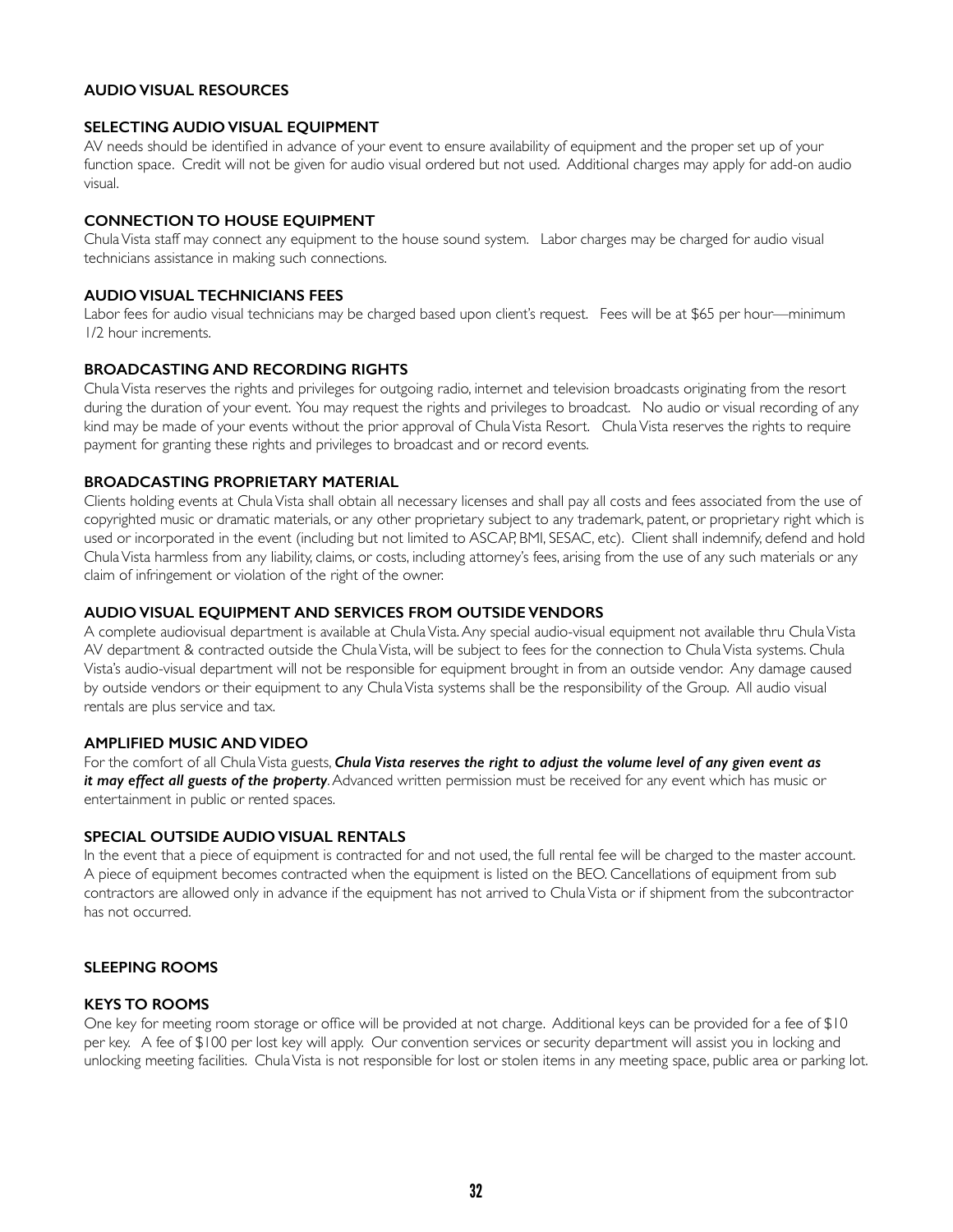## AUDIO VISUAL RESOURCES

### SELECTING AUDIO VISUAL EQUIPMENT

AV needs should be identified in advance of your event to ensure availability of equipment and the proper set up of your function space. Credit will not be given for audio visual ordered but not used. Additional charges may apply for add-on audio visual.

### CONNECTION TO HOUSE EQUIPMENT

Chula Vista staff may connect any equipment to the house sound system. Labor charges may be charged for audio visual technicians assistance in making such connections.

### AUDIO VISUAL TECHNICIANS FEES

Labor fees for audio visual technicians may be charged based upon client's request. Fees will be at $65 per hour—minimum 1/2 hour increments.

### BROADCASTING AND RECORDING RIGHTS

Chula Vista reserves the rights and privileges for outgoing radio, internet and television broadcasts originating from the resort during the duration of your event. You may request the rights and privileges to broadcast. No audio or visual recording of any kind may be made of your events without the prior approval of Chula Vista Resort. Chula Vista reserves the rights to require payment for granting these rights and privileges to broadcast and or record events.

### BROADCASTING PROPRIETARY MATERIAL

Clients holding events at Chula Vista shall obtain all necessary licenses and shall pay all costs and fees associated from the use of copyrighted music or dramatic materials, or any other proprietary subject to any trademark, patent, or proprietary right which is used or incorporated in the event (including but not limited to ASCAP, BMI, SESAC, etc). Client shall indemnify, defend and hold Chula Vista harmless from any liability, claims, or costs, including attorney's fees, arising from the use of any such materials or any claim of infringement or violation of the right of the owner.

### AUDIO VISUAL EQUIPMENT AND SERVICES FROM OUTSIDE VENDORS

A complete audiovisual department is available at Chula Vista. Any special audio-visual equipment not available thru Chula Vista AV department & contracted outside the Chula Vista, will be subject to fees for the connection to Chula Vista systems. Chula Vista's audio-visual department will not be responsible for equipment brought in from an outside vendor. Any damage caused by outside vendors or their equipment to any Chula Vista systems shall be the responsibility of the Group. All audio visual rentals are plus service and tax.

### AMPLIFIED MUSIC AND VIDEO

For the comfort of all Chula Vista guests, ***Chula Vista reserves the right to adjust the volume level of any given event as it may effect all guests of the property***. Advanced written permission must be received for any event which has music or entertainment in public or rented spaces.

### SPECIAL OUTSIDE AUDIO VISUAL RENTALS

In the event that a piece of equipment is contracted for and not used, the full rental fee will be charged to the master account. A piece of equipment becomes contracted when the equipment is listed on the BEO. Cancellations of equipment from sub contractors are allowed only in advance if the equipment has not arrived to Chula Vista or if shipment from the subcontractor has not occurred.

## SLEEPING ROOMS

### KEYS TO ROOMS

One key for meeting room storage or office will be provided at not charge. Additional keys can be provided for a fee of $10 per key. A fee of $100 per lost key will apply. Our convention services or security department will assist you in locking and unlocking meeting facilities. Chula Vista is not responsible for lost or stolen items in any meeting space, public area or parking lot.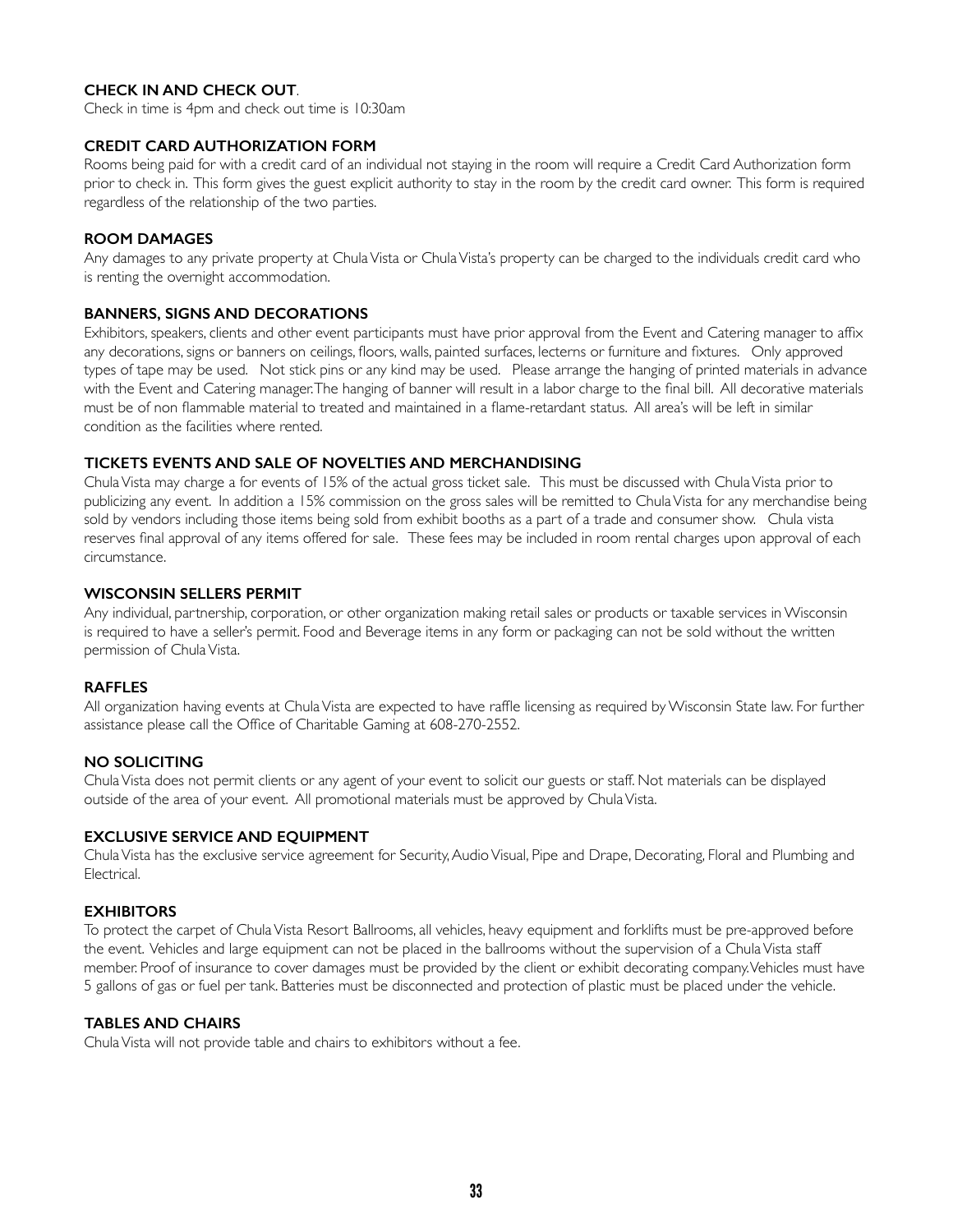**CHECK IN AND CHECK OUT**.

Check in time is 4pm and check out time is 10:30am

**CREDIT CARD AUTHORIZATION FORM**

Rooms being paid for with a credit card of an individual not staying in the room will require a Credit Card Authorization form prior to check in. This form gives the guest explicit authority to stay in the room by the credit card owner. This form is required regardless of the relationship of the two parties.

**ROOM DAMAGES**

Any damages to any private property at Chula Vista or Chula Vista's property can be charged to the individuals credit card who is renting the overnight accommodation.

**BANNERS, SIGNS AND DECORATIONS**

Exhibitors, speakers, clients and other event participants must have prior approval from the Event and Catering manager to affix any decorations, signs or banners on ceilings, floors, walls, painted surfaces, lecterns or furniture and fixtures. Only approved types of tape may be used. Not stick pins or any kind may be used. Please arrange the hanging of printed materials in advance with the Event and Catering manager. The hanging of banner will result in a labor charge to the final bill. All decorative materials must be of non flammable material to treated and maintained in a flame-retardant status. All area's will be left in similar condition as the facilities where rented.

**TICKETS EVENTS AND SALE OF NOVELTIES AND MERCHANDISING**

Chula Vista may charge a for events of 15% of the actual gross ticket sale. This must be discussed with Chula Vista prior to publicizing any event. In addition a 15% commission on the gross sales will be remitted to Chula Vista for any merchandise being sold by vendors including those items being sold from exhibit booths as a part of a trade and consumer show. Chula vista reserves final approval of any items offered for sale. These fees may be included in room rental charges upon approval of each circumstance.

**WISCONSIN SELLERS PERMIT**

Any individual, partnership, corporation, or other organization making retail sales or products or taxable services in Wisconsin is required to have a seller's permit. Food and Beverage items in any form or packaging can not be sold without the written permission of Chula Vista.

**RAFFLES**

All organization having events at Chula Vista are expected to have raffle licensing as required by Wisconsin State law. For further assistance please call the Office of Charitable Gaming at 608-270-2552.

**NO SOLICITING**

Chula Vista does not permit clients or any agent of your event to solicit our guests or staff. Not materials can be displayed outside of the area of your event. All promotional materials must be approved by Chula Vista.

**EXCLUSIVE SERVICE AND EQUIPMENT**

Chula Vista has the exclusive service agreement for Security, Audio Visual, Pipe and Drape, Decorating, Floral and Plumbing and Electrical.

**EXHIBITORS**

To protect the carpet of Chula Vista Resort Ballrooms, all vehicles, heavy equipment and forklifts must be pre-approved before the event. Vehicles and large equipment can not be placed in the ballrooms without the supervision of a Chula Vista staff member. Proof of insurance to cover damages must be provided by the client or exhibit decorating company. Vehicles must have 5 gallons of gas or fuel per tank. Batteries must be disconnected and protection of plastic must be placed under the vehicle.

**TABLES AND CHAIRS**

Chula Vista will not provide table and chairs to exhibitors without a fee.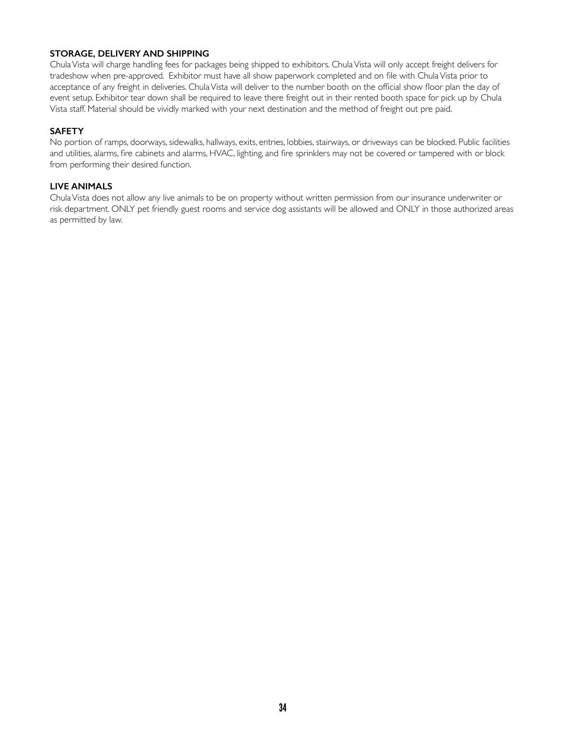**STORAGE, DELIVERY AND SHIPPING**

Chula Vista will charge handling fees for packages being shipped to exhibitors. Chula Vista will only accept freight delivers for tradeshow when pre-approved. Exhibitor must have all show paperwork completed and on file with Chula Vista prior to acceptance of any freight in deliveries. Chula Vista will deliver to the number booth on the official show floor plan the day of event setup. Exhibitor tear down shall be required to leave there freight out in their rented booth space for pick up by Chula Vista staff. Material should be vividly marked with your next destination and the method of freight out pre paid.

**SAFETY**

No portion of ramps, doorways, sidewalks, hallways, exits, entries, lobbies, stairways, or driveways can be blocked. Public facilities and utilities, alarms, fire cabinets and alarms, HVAC, lighting, and fire sprinklers may not be covered or tampered with or block from performing their desired function.

**LIVE ANIMALS**

Chula Vista does not allow any live animals to be on property without written permission from our insurance underwriter or risk department. ONLY pet friendly guest rooms and service dog assistants will be allowed and ONLY in those authorized areas as permitted by law.